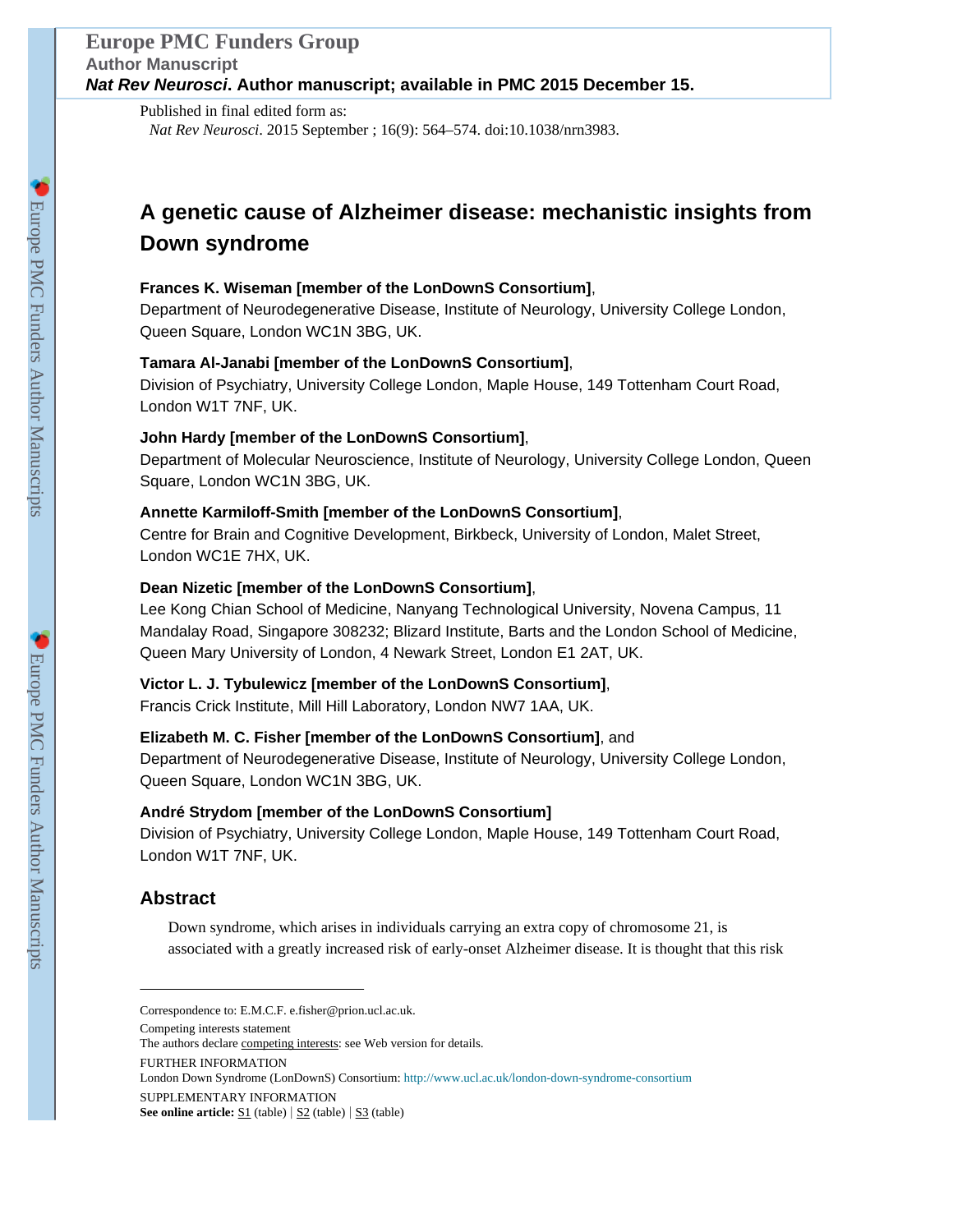# A genetic cause of Alzheimer disease: mechanistic insights from Down syndrome

**Frances K. Wiseman [member of the LonDownS Consortium]**,
Department of Neurodegenerative Disease, Institute of Neurology, University College London, Queen Square, London WC1N 3BG, UK.

**Tamara Al-Janabi [member of the LonDownS Consortium]**,
Division of Psychiatry, University College London, Maple House, 149 Tottenham Court Road, London W1T 7NF, UK.

**John Hardy [member of the LonDownS Consortium]**,
Department of Molecular Neuroscience, Institute of Neurology, University College London, Queen Square, London WC1N 3BG, UK.

**Annette Karmiloff-Smith [member of the LonDownS Consortium]**,
Centre for Brain and Cognitive Development, Birkbeck, University of London, Malet Street, London WC1E 7HX, UK.

**Dean Nizetic [member of the LonDownS Consortium]**,
Lee Kong Chian School of Medicine, Nanyang Technological University, Novena Campus, 11 Mandalay Road, Singapore 308232; Blizard Institute, Barts and the London School of Medicine, Queen Mary University of London, 4 Newark Street, London E1 2AT, UK.

**Victor L. J. Tybulewicz [member of the LonDownS Consortium]**,
Francis Crick Institute, Mill Hill Laboratory, London NW7 1AA, UK.

**Elizabeth M. C. Fisher [member of the LonDownS Consortium]**, and
Department of Neurodegenerative Disease, Institute of Neurology, University College London, Queen Square, London WC1N 3BG, UK.

**André Strydom [member of the LonDownS Consortium]**
Division of Psychiatry, University College London, Maple House, 149 Tottenham Court Road, London W1T 7NF, UK.

## Abstract

Down syndrome, which arises in individuals carrying an extra copy of chromosome 21, is associated with a greatly increased risk of early-onset Alzheimer disease. It is thought that this risk

---

Correspondence to: E.M.C.F. e.fisher@prion.ucl.ac.uk.

Competing interests statement
The authors declare competing interests: see Web version for details.

FURTHER INFORMATION
London Down Syndrome (LonDownS) Consortium: http://www.ucl.ac.uk/london-down-syndrome-consortium

SUPPLEMENTARY INFORMATION
**See online article:** S1 (table) | S2 (table) | S3 (table)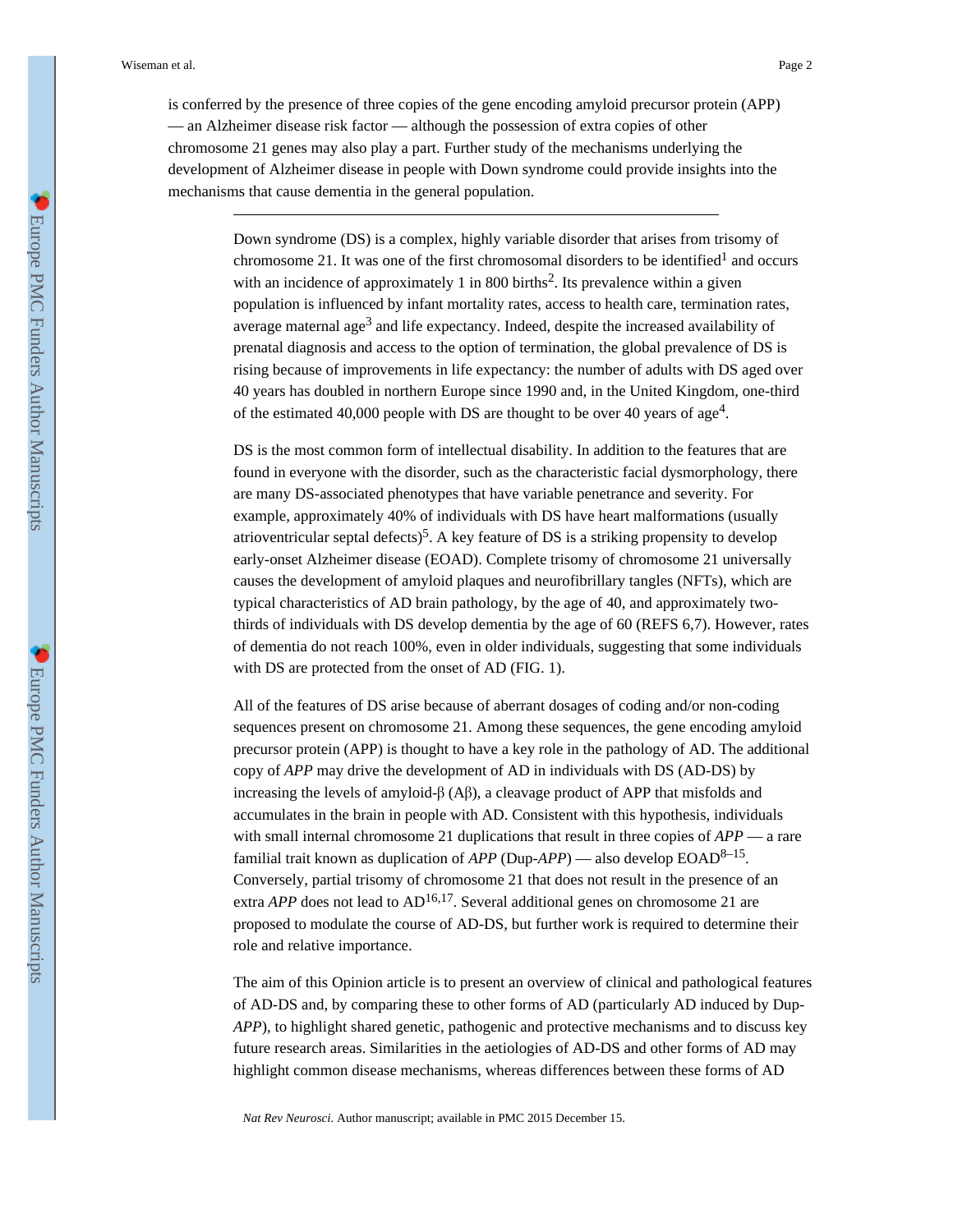is conferred by the presence of three copies of the gene encoding amyloid precursor protein (APP) — an Alzheimer disease risk factor — although the possession of extra copies of other chromosome 21 genes may also play a part. Further study of the mechanisms underlying the development of Alzheimer disease in people with Down syndrome could provide insights into the mechanisms that cause dementia in the general population.

---

Down syndrome (DS) is a complex, highly variable disorder that arises from trisomy of chromosome 21. It was one of the first chromosomal disorders to be identified[1] and occurs with an incidence of approximately 1 in 800 births[2]. Its prevalence within a given population is influenced by infant mortality rates, access to health care, termination rates, average maternal age[3] and life expectancy. Indeed, despite the increased availability of prenatal diagnosis and access to the option of termination, the global prevalence of DS is rising because of improvements in life expectancy: the number of adults with DS aged over 40 years has doubled in northern Europe since 1990 and, in the United Kingdom, one-third of the estimated 40,000 people with DS are thought to be over 40 years of age[4].

DS is the most common form of intellectual disability. In addition to the features that are found in everyone with the disorder, such as the characteristic facial dysmorphology, there are many DS-associated phenotypes that have variable penetrance and severity. For example, approximately 40% of individuals with DS have heart malformations (usually atrioventricular septal defects)[5]. A key feature of DS is a striking propensity to develop early-onset Alzheimer disease (EOAD). Complete trisomy of chromosome 21 universally causes the development of amyloid plaques and neurofibrillary tangles (NFTs), which are typical characteristics of AD brain pathology, by the age of 40, and approximately two-thirds of individuals with DS develop dementia by the age of 60 (REFS 6,7). However, rates of dementia do not reach 100%, even in older individuals, suggesting that some individuals with DS are protected from the onset of AD (FIG. 1).

All of the features of DS arise because of aberrant dosages of coding and/or non-coding sequences present on chromosome 21. Among these sequences, the gene encoding amyloid precursor protein (APP) is thought to have a key role in the pathology of AD. The additional copy of *APP* may drive the development of AD in individuals with DS (AD-DS) by increasing the levels of amyloid-β (Aβ), a cleavage product of APP that misfolds and accumulates in the brain in people with AD. Consistent with this hypothesis, individuals with small internal chromosome 21 duplications that result in three copies of *APP* — a rare familial trait known as duplication of *APP* (Dup-*APP*) — also develop EOAD[8–15]. Conversely, partial trisomy of chromosome 21 that does not result in the presence of an extra *APP* does not lead to AD[16,17]. Several additional genes on chromosome 21 are proposed to modulate the course of AD-DS, but further work is required to determine their role and relative importance.

The aim of this Opinion article is to present an overview of clinical and pathological features of AD-DS and, by comparing these to other forms of AD (particularly AD induced by Dup-*APP*), to highlight shared genetic, pathogenic and protective mechanisms and to discuss key future research areas. Similarities in the aetiologies of AD-DS and other forms of AD may highlight common disease mechanisms, whereas differences between these forms of AD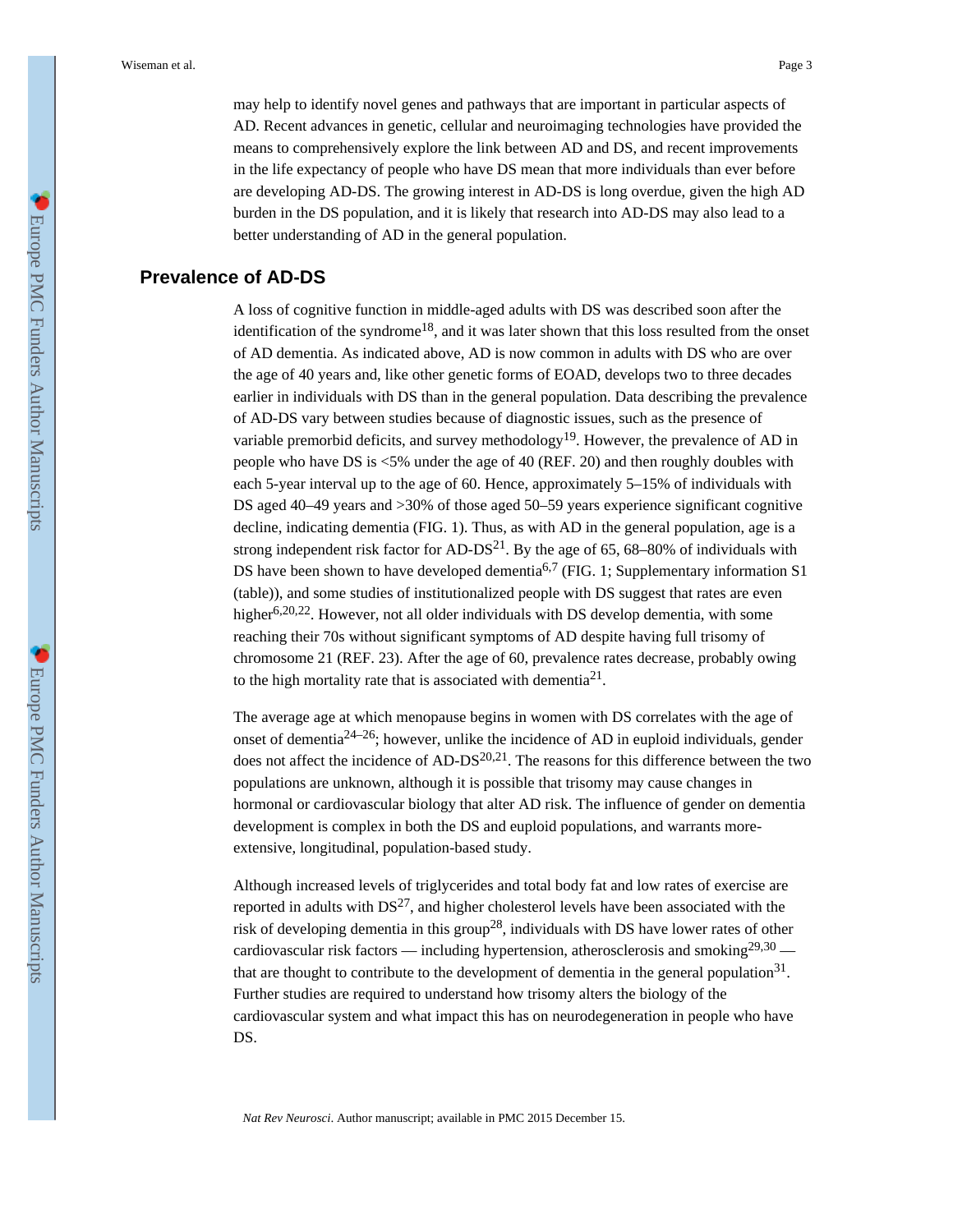may help to identify novel genes and pathways that are important in particular aspects of AD. Recent advances in genetic, cellular and neuroimaging technologies have provided the means to comprehensively explore the link between AD and DS, and recent improvements in the life expectancy of people who have DS mean that more individuals than ever before are developing AD-DS. The growing interest in AD-DS is long overdue, given the high AD burden in the DS population, and it is likely that research into AD-DS may also lead to a better understanding of AD in the general population.

## Prevalence of AD-DS

A loss of cognitive function in middle-aged adults with DS was described soon after the identification of the syndrome[18], and it was later shown that this loss resulted from the onset of AD dementia. As indicated above, AD is now common in adults with DS who are over the age of 40 years and, like other genetic forms of EOAD, develops two to three decades earlier in individuals with DS than in the general population. Data describing the prevalence of AD-DS vary between studies because of diagnostic issues, such as the presence of variable premorbid deficits, and survey methodology[19]. However, the prevalence of AD in people who have DS is <5% under the age of 40 (REF. 20) and then roughly doubles with each 5-year interval up to the age of 60. Hence, approximately 5–15% of individuals with DS aged 40–49 years and >30% of those aged 50–59 years experience significant cognitive decline, indicating dementia (FIG. 1). Thus, as with AD in the general population, age is a strong independent risk factor for AD-DS[21]. By the age of 65, 68–80% of individuals with DS have been shown to have developed dementia[6,7] (FIG. 1; Supplementary information S1 (table)), and some studies of institutionalized people with DS suggest that rates are even higher[6,20,22]. However, not all older individuals with DS develop dementia, with some reaching their 70s without significant symptoms of AD despite having full trisomy of chromosome 21 (REF. 23). After the age of 60, prevalence rates decrease, probably owing to the high mortality rate that is associated with dementia[21].

The average age at which menopause begins in women with DS correlates with the age of onset of dementia[24–26]; however, unlike the incidence of AD in euploid individuals, gender does not affect the incidence of AD-DS[20,21]. The reasons for this difference between the two populations are unknown, although it is possible that trisomy may cause changes in hormonal or cardiovascular biology that alter AD risk. The influence of gender on dementia development is complex in both the DS and euploid populations, and warrants more-extensive, longitudinal, population-based study.

Although increased levels of triglycerides and total body fat and low rates of exercise are reported in adults with DS[27], and higher cholesterol levels have been associated with the risk of developing dementia in this group[28], individuals with DS have lower rates of other cardiovascular risk factors — including hypertension, atherosclerosis and smoking[29,30] — that are thought to contribute to the development of dementia in the general population[31]. Further studies are required to understand how trisomy alters the biology of the cardiovascular system and what impact this has on neurodegeneration in people who have DS.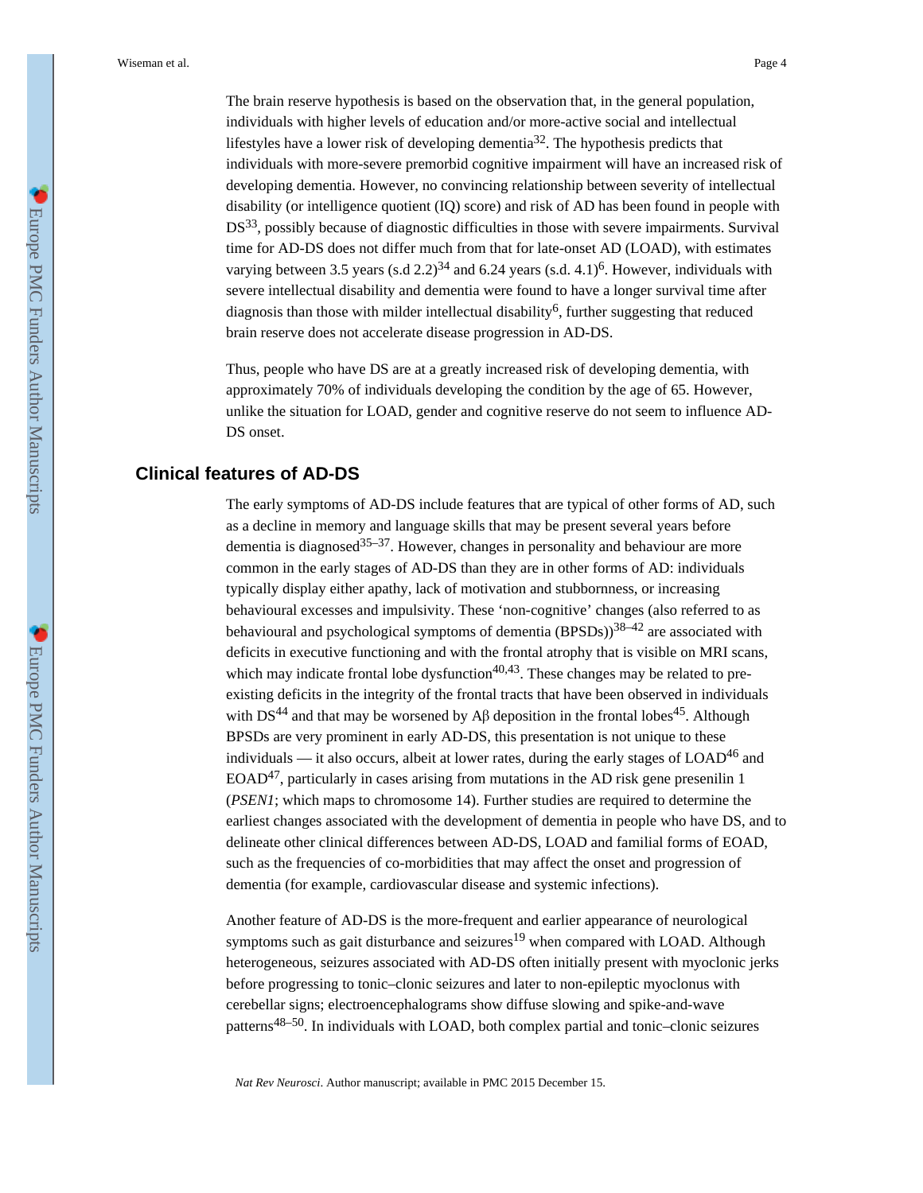The brain reserve hypothesis is based on the observation that, in the general population, individuals with higher levels of education and/or more-active social and intellectual lifestyles have a lower risk of developing dementia[32]. The hypothesis predicts that individuals with more-severe premorbid cognitive impairment will have an increased risk of developing dementia. However, no convincing relationship between severity of intellectual disability (or intelligence quotient (IQ) score) and risk of AD has been found in people with DS[33], possibly because of diagnostic difficulties in those with severe impairments. Survival time for AD-DS does not differ much from that for late-onset AD (LOAD), with estimates varying between 3.5 years (s.d 2.2)[34] and 6.24 years (s.d. 4.1)[6]. However, individuals with severe intellectual disability and dementia were found to have a longer survival time after diagnosis than those with milder intellectual disability[6], further suggesting that reduced brain reserve does not accelerate disease progression in AD-DS.

Thus, people who have DS are at a greatly increased risk of developing dementia, with approximately 70% of individuals developing the condition by the age of 65. However, unlike the situation for LOAD, gender and cognitive reserve do not seem to influence AD-DS onset.

## Clinical features of AD-DS

The early symptoms of AD-DS include features that are typical of other forms of AD, such as a decline in memory and language skills that may be present several years before dementia is diagnosed[35–37]. However, changes in personality and behaviour are more common in the early stages of AD-DS than they are in other forms of AD: individuals typically display either apathy, lack of motivation and stubbornness, or increasing behavioural excesses and impulsivity. These 'non-cognitive' changes (also referred to as behavioural and psychological symptoms of dementia (BPSDs))[38–42] are associated with deficits in executive functioning and with the frontal atrophy that is visible on MRI scans, which may indicate frontal lobe dysfunction[40,43]. These changes may be related to pre-existing deficits in the integrity of the frontal tracts that have been observed in individuals with DS[44] and that may be worsened by Aβ deposition in the frontal lobes[45]. Although BPSDs are very prominent in early AD-DS, this presentation is not unique to these individuals — it also occurs, albeit at lower rates, during the early stages of LOAD[46] and EOAD[47], particularly in cases arising from mutations in the AD risk gene presenilin 1 (*PSEN1*; which maps to chromosome 14). Further studies are required to determine the earliest changes associated with the development of dementia in people who have DS, and to delineate other clinical differences between AD-DS, LOAD and familial forms of EOAD, such as the frequencies of co-morbidities that may affect the onset and progression of dementia (for example, cardiovascular disease and systemic infections).

Another feature of AD-DS is the more-frequent and earlier appearance of neurological symptoms such as gait disturbance and seizures[19] when compared with LOAD. Although heterogeneous, seizures associated with AD-DS often initially present with myoclonic jerks before progressing to tonic–clonic seizures and later to non-epileptic myoclonus with cerebellar signs; electroencephalograms show diffuse slowing and spike-and-wave patterns[48–50]. In individuals with LOAD, both complex partial and tonic–clonic seizures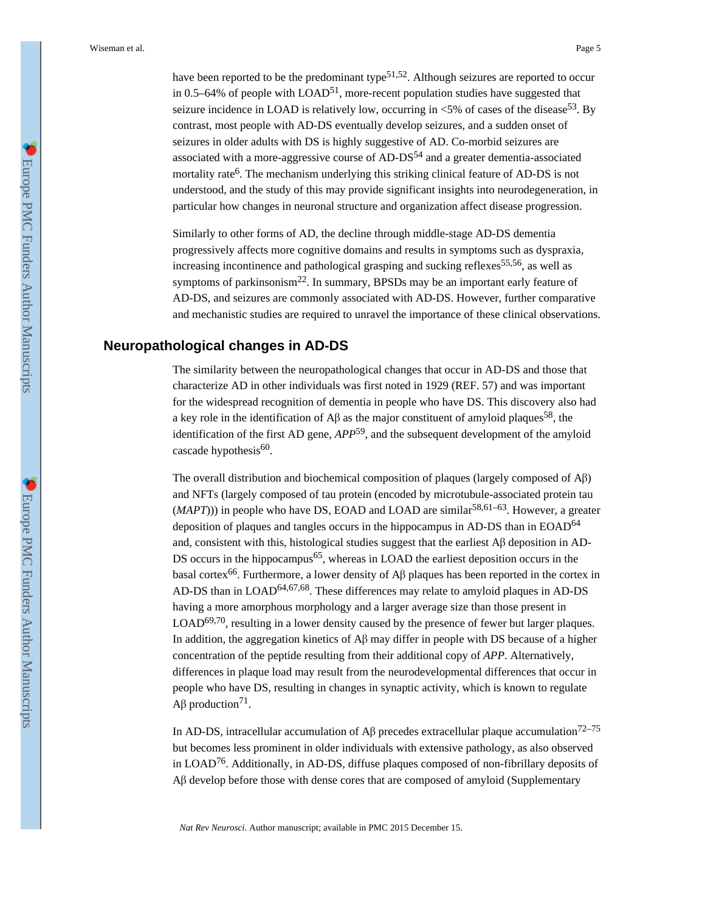have been reported to be the predominant type[51,52]. Although seizures are reported to occur in 0.5–64% of people with LOAD[51], more-recent population studies have suggested that seizure incidence in LOAD is relatively low, occurring in <5% of cases of the disease[53]. By contrast, most people with AD-DS eventually develop seizures, and a sudden onset of seizures in older adults with DS is highly suggestive of AD. Co-morbid seizures are associated with a more-aggressive course of AD-DS[54] and a greater dementia-associated mortality rate[6]. The mechanism underlying this striking clinical feature of AD-DS is not understood, and the study of this may provide significant insights into neurodegeneration, in particular how changes in neuronal structure and organization affect disease progression.

Similarly to other forms of AD, the decline through middle-stage AD-DS dementia progressively affects more cognitive domains and results in symptoms such as dyspraxia, increasing incontinence and pathological grasping and sucking reflexes[55,56], as well as symptoms of parkinsonism[22]. In summary, BPSDs may be an important early feature of AD-DS, and seizures are commonly associated with AD-DS. However, further comparative and mechanistic studies are required to unravel the importance of these clinical observations.

## Neuropathological changes in AD-DS

The similarity between the neuropathological changes that occur in AD-DS and those that characterize AD in other individuals was first noted in 1929 (REF. 57) and was important for the widespread recognition of dementia in people who have DS. This discovery also had a key role in the identification of Aβ as the major constituent of amyloid plaques[58], the identification of the first AD gene, *APP*[59], and the subsequent development of the amyloid cascade hypothesis[60].

The overall distribution and biochemical composition of plaques (largely composed of Aβ) and NFTs (largely composed of tau protein (encoded by microtubule-associated protein tau (*MAPT*))) in people who have DS, EOAD and LOAD are similar[58,61–63]. However, a greater deposition of plaques and tangles occurs in the hippocampus in AD-DS than in EOAD[64] and, consistent with this, histological studies suggest that the earliest Aβ deposition in AD-DS occurs in the hippocampus[65], whereas in LOAD the earliest deposition occurs in the basal cortex[66]. Furthermore, a lower density of Aβ plaques has been reported in the cortex in AD-DS than in LOAD[64,67,68]. These differences may relate to amyloid plaques in AD-DS having a more amorphous morphology and a larger average size than those present in LOAD[69,70], resulting in a lower density caused by the presence of fewer but larger plaques. In addition, the aggregation kinetics of Aβ may differ in people with DS because of a higher concentration of the peptide resulting from their additional copy of *APP*. Alternatively, differences in plaque load may result from the neurodevelopmental differences that occur in people who have DS, resulting in changes in synaptic activity, which is known to regulate Aβ production[71].

In AD-DS, intracellular accumulation of Aβ precedes extracellular plaque accumulation[72–75] but becomes less prominent in older individuals with extensive pathology, as also observed in LOAD[76]. Additionally, in AD-DS, diffuse plaques composed of non-fibrillary deposits of Aβ develop before those with dense cores that are composed of amyloid (Supplementary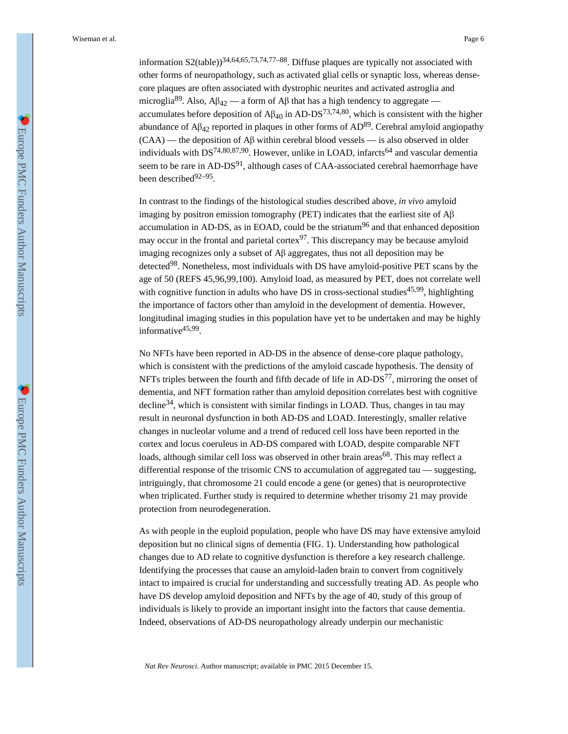information S2(table))[34,64,65,73,74,77–88]. Diffuse plaques are typically not associated with other forms of neuropathology, such as activated glial cells or synaptic loss, whereas dense-core plaques are often associated with dystrophic neurites and activated astroglia and microglia[89]. Also, $A\beta_{42}$ — a form of Aβ that has a high tendency to aggregate — accumulates before deposition of $A\beta_{40}$ in AD-DS[73,74,80], which is consistent with the higher abundance of $A\beta_{42}$ reported in plaques in other forms of AD[89]. Cerebral amyloid angiopathy (CAA) — the deposition of Aβ within cerebral blood vessels — is also observed in older individuals with DS[74,80,87,90]. However, unlike in LOAD, infarcts[64] and vascular dementia seem to be rare in AD-DS[91], although cases of CAA-associated cerebral haemorrhage have been described[92–95].

In contrast to the findings of the histological studies described above, *in vivo* amyloid imaging by positron emission tomography (PET) indicates that the earliest site of Aβ accumulation in AD-DS, as in EOAD, could be the striatum[96] and that enhanced deposition may occur in the frontal and parietal cortex[97]. This discrepancy may be because amyloid imaging recognizes only a subset of Aβ aggregates, thus not all deposition may be detected[98]. Nonetheless, most individuals with DS have amyloid-positive PET scans by the age of 50 (REFS 45,96,99,100). Amyloid load, as measured by PET, does not correlate well with cognitive function in adults who have DS in cross-sectional studies[45,99], highlighting the importance of factors other than amyloid in the development of dementia. However, longitudinal imaging studies in this population have yet to be undertaken and may be highly informative[45,99].

No NFTs have been reported in AD-DS in the absence of dense-core plaque pathology, which is consistent with the predictions of the amyloid cascade hypothesis. The density of NFTs triples between the fourth and fifth decade of life in AD-DS[77], mirroring the onset of dementia, and NFT formation rather than amyloid deposition correlates best with cognitive decline[34], which is consistent with similar findings in LOAD. Thus, changes in tau may result in neuronal dysfunction in both AD-DS and LOAD. Interestingly, smaller relative changes in nucleolar volume and a trend of reduced cell loss have been reported in the cortex and locus coeruleus in AD-DS compared with LOAD, despite comparable NFT loads, although similar cell loss was observed in other brain areas[68]. This may reflect a differential response of the trisomic CNS to accumulation of aggregated tau — suggesting, intriguingly, that chromosome 21 could encode a gene (or genes) that is neuroprotective when triplicated. Further study is required to determine whether trisomy 21 may provide protection from neurodegeneration.

As with people in the euploid population, people who have DS may have extensive amyloid deposition but no clinical signs of dementia (FIG. 1). Understanding how pathological changes due to AD relate to cognitive dysfunction is therefore a key research challenge. Identifying the processes that cause an amyloid-laden brain to convert from cognitively intact to impaired is crucial for understanding and successfully treating AD. As people who have DS develop amyloid deposition and NFTs by the age of 40, study of this group of individuals is likely to provide an important insight into the factors that cause dementia. Indeed, observations of AD-DS neuropathology already underpin our mechanistic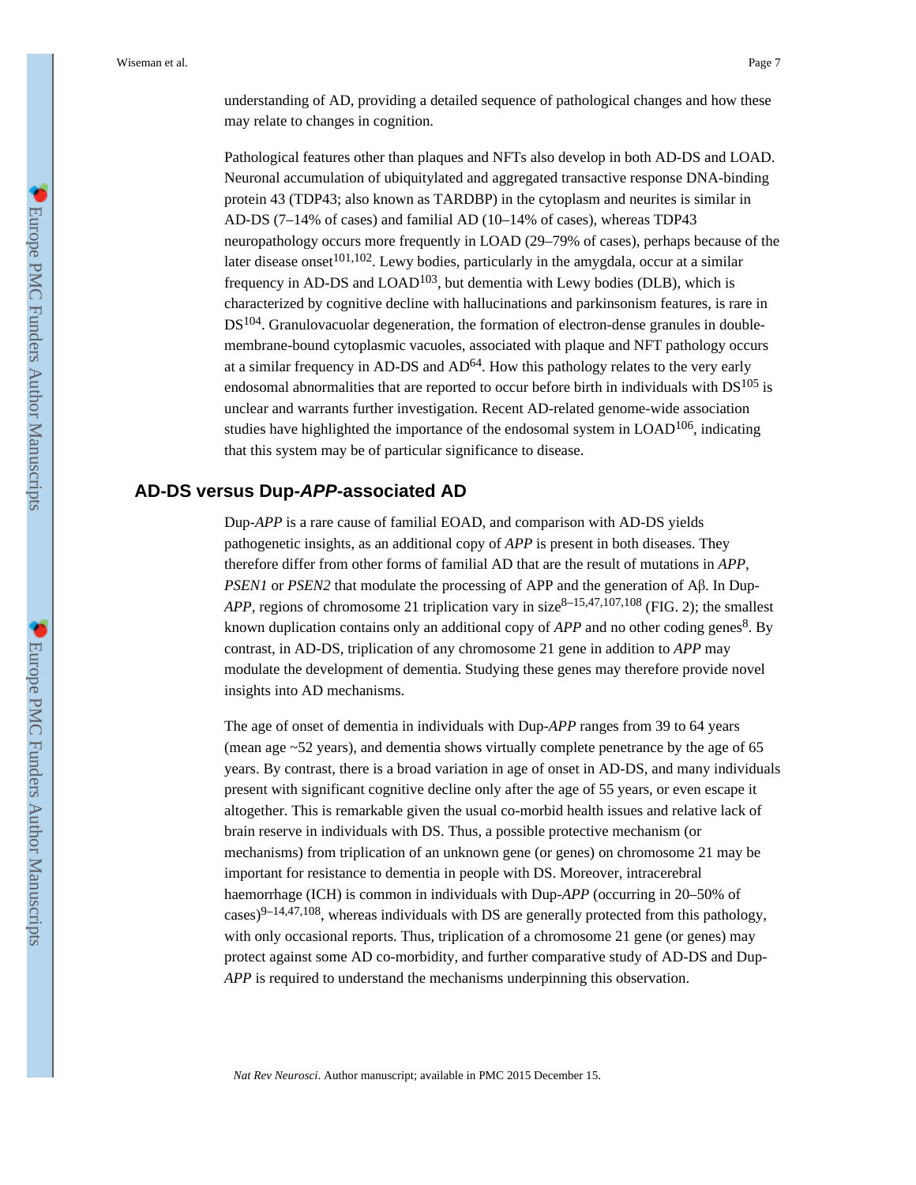understanding of AD, providing a detailed sequence of pathological changes and how these may relate to changes in cognition.

Pathological features other than plaques and NFTs also develop in both AD-DS and LOAD. Neuronal accumulation of ubiquitylated and aggregated transactive response DNA-binding protein 43 (TDP43; also known as TARDBP) in the cytoplasm and neurites is similar in AD-DS (7–14% of cases) and familial AD (10–14% of cases), whereas TDP43 neuropathology occurs more frequently in LOAD (29–79% of cases), perhaps because of the later disease onset[101,102]. Lewy bodies, particularly in the amygdala, occur at a similar frequency in AD-DS and LOAD[103], but dementia with Lewy bodies (DLB), which is characterized by cognitive decline with hallucinations and parkinsonism features, is rare in DS[104]. Granulovacuolar degeneration, the formation of electron-dense granules in double-membrane-bound cytoplasmic vacuoles, associated with plaque and NFT pathology occurs at a similar frequency in AD-DS and AD[64]. How this pathology relates to the very early endosomal abnormalities that are reported to occur before birth in individuals with DS[105] is unclear and warrants further investigation. Recent AD-related genome-wide association studies have highlighted the importance of the endosomal system in LOAD[106], indicating that this system may be of particular significance to disease.

## AD-DS versus Dup-*APP*-associated AD

Dup-*APP* is a rare cause of familial EOAD, and comparison with AD-DS yields pathogenetic insights, as an additional copy of *APP* is present in both diseases. They therefore differ from other forms of familial AD that are the result of mutations in *APP*, *PSEN1* or *PSEN2* that modulate the processing of APP and the generation of Aβ. In Dup-*APP*, regions of chromosome 21 triplication vary in size[8–15,47,107,108] (FIG. 2); the smallest known duplication contains only an additional copy of *APP* and no other coding genes[8]. By contrast, in AD-DS, triplication of any chromosome 21 gene in addition to *APP* may modulate the development of dementia. Studying these genes may therefore provide novel insights into AD mechanisms.

The age of onset of dementia in individuals with Dup-*APP* ranges from 39 to 64 years (mean age ~52 years), and dementia shows virtually complete penetrance by the age of 65 years. By contrast, there is a broad variation in age of onset in AD-DS, and many individuals present with significant cognitive decline only after the age of 55 years, or even escape it altogether. This is remarkable given the usual co-morbid health issues and relative lack of brain reserve in individuals with DS. Thus, a possible protective mechanism (or mechanisms) from triplication of an unknown gene (or genes) on chromosome 21 may be important for resistance to dementia in people with DS. Moreover, intracerebral haemorrhage (ICH) is common in individuals with Dup-*APP* (occurring in 20–50% of cases)[9–14,47,108], whereas individuals with DS are generally protected from this pathology, with only occasional reports. Thus, triplication of a chromosome 21 gene (or genes) may protect against some AD co-morbidity, and further comparative study of AD-DS and Dup-*APP* is required to understand the mechanisms underpinning this observation.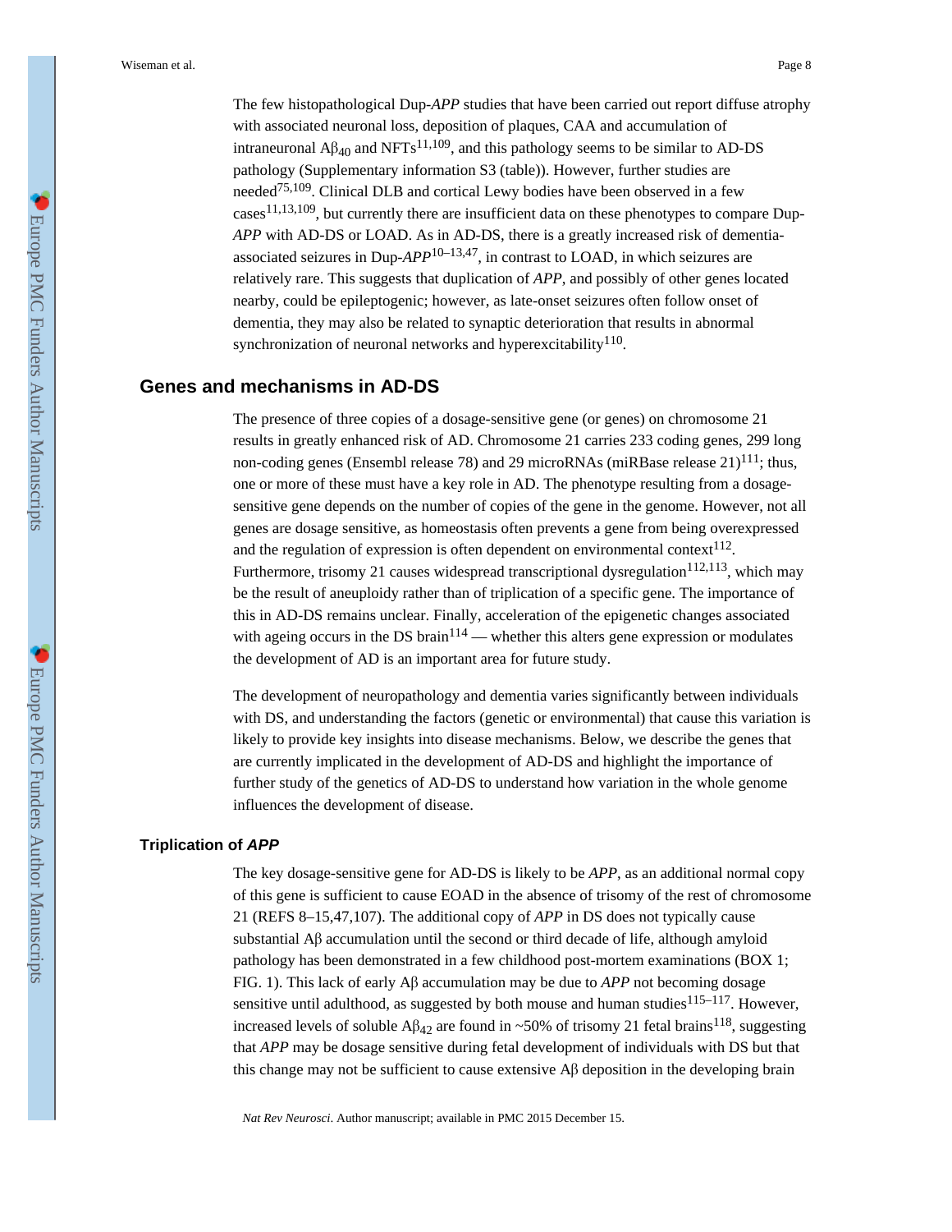The few histopathological Dup-*APP* studies that have been carried out report diffuse atrophy with associated neuronal loss, deposition of plaques, CAA and accumulation of intraneuronal A$\beta_{40}$ and NFTs[11,109], and this pathology seems to be similar to AD-DS pathology (Supplementary information S3 (table)). However, further studies are needed[75,109]. Clinical DLB and cortical Lewy bodies have been observed in a few cases[11,13,109], but currently there are insufficient data on these phenotypes to compare Dup-*APP* with AD-DS or LOAD. As in AD-DS, there is a greatly increased risk of dementia-associated seizures in Dup-*APP*[10–13,47], in contrast to LOAD, in which seizures are relatively rare. This suggests that duplication of *APP*, and possibly of other genes located nearby, could be epileptogenic; however, as late-onset seizures often follow onset of dementia, they may also be related to synaptic deterioration that results in abnormal synchronization of neuronal networks and hyperexcitability[110].

## Genes and mechanisms in AD-DS

The presence of three copies of a dosage-sensitive gene (or genes) on chromosome 21 results in greatly enhanced risk of AD. Chromosome 21 carries 233 coding genes, 299 long non-coding genes (Ensembl release 78) and 29 microRNAs (miRBase release 21)[111]; thus, one or more of these must have a key role in AD. The phenotype resulting from a dosage-sensitive gene depends on the number of copies of the gene in the genome. However, not all genes are dosage sensitive, as homeostasis often prevents a gene from being overexpressed and the regulation of expression is often dependent on environmental context[112]. Furthermore, trisomy 21 causes widespread transcriptional dysregulation[112,113], which may be the result of aneuploidy rather than of triplication of a specific gene. The importance of this in AD-DS remains unclear. Finally, acceleration of the epigenetic changes associated with ageing occurs in the DS brain[114] — whether this alters gene expression or modulates the development of AD is an important area for future study.

The development of neuropathology and dementia varies significantly between individuals with DS, and understanding the factors (genetic or environmental) that cause this variation is likely to provide key insights into disease mechanisms. Below, we describe the genes that are currently implicated in the development of AD-DS and highlight the importance of further study of the genetics of AD-DS to understand how variation in the whole genome influences the development of disease.

### Triplication of *APP*

The key dosage-sensitive gene for AD-DS is likely to be *APP*, as an additional normal copy of this gene is sufficient to cause EOAD in the absence of trisomy of the rest of chromosome 21 (REFS 8–15,47,107). The additional copy of *APP* in DS does not typically cause substantial A$\beta$ accumulation until the second or third decade of life, although amyloid pathology has been demonstrated in a few childhood post-mortem examinations (BOX 1; FIG. 1). This lack of early A$\beta$ accumulation may be due to *APP* not becoming dosage sensitive until adulthood, as suggested by both mouse and human studies[115–117]. However, increased levels of soluble A$\beta_{42}$ are found in ~50% of trisomy 21 fetal brains[118], suggesting that *APP* may be dosage sensitive during fetal development of individuals with DS but that this change may not be sufficient to cause extensive A$\beta$ deposition in the developing brain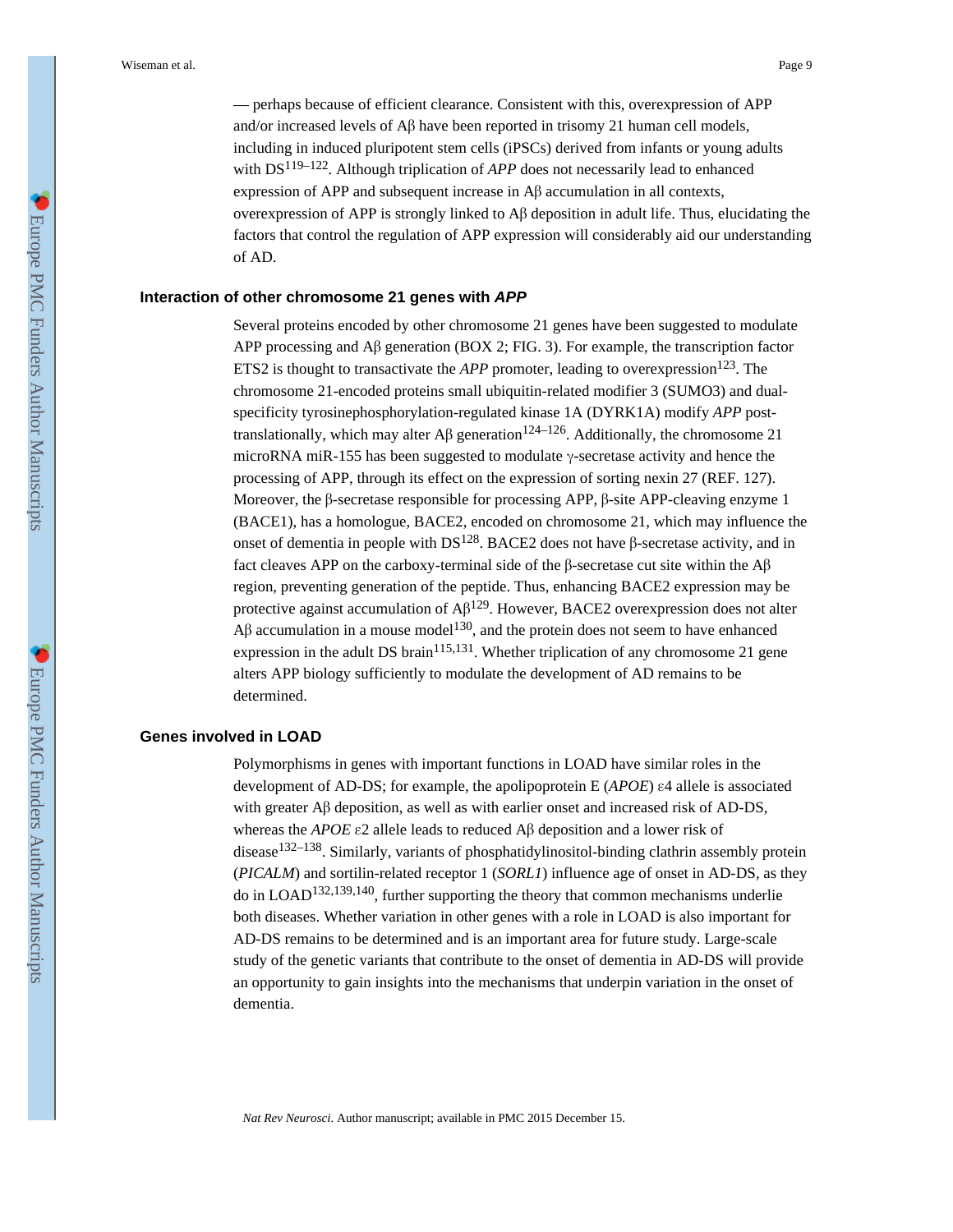— perhaps because of efficient clearance. Consistent with this, overexpression of APP and/or increased levels of Aβ have been reported in trisomy 21 human cell models, including in induced pluripotent stem cells (iPSCs) derived from infants or young adults with DS[119–122]. Although triplication of *APP* does not necessarily lead to enhanced expression of APP and subsequent increase in Aβ accumulation in all contexts, overexpression of APP is strongly linked to Aβ deposition in adult life. Thus, elucidating the factors that control the regulation of APP expression will considerably aid our understanding of AD.

## Interaction of other chromosome 21 genes with *APP*

Several proteins encoded by other chromosome 21 genes have been suggested to modulate APP processing and Aβ generation (BOX 2; FIG. 3). For example, the transcription factor ETS2 is thought to transactivate the *APP* promoter, leading to overexpression[123]. The chromosome 21-encoded proteins small ubiquitin-related modifier 3 (SUMO3) and dual-specificity tyrosinephosphorylation-regulated kinase 1A (DYRK1A) modify *APP* post-translationally, which may alter Aβ generation[124–126]. Additionally, the chromosome 21 microRNA miR-155 has been suggested to modulate γ-secretase activity and hence the processing of APP, through its effect on the expression of sorting nexin 27 (REF. 127). Moreover, the β-secretase responsible for processing APP, β-site APP-cleaving enzyme 1 (BACE1), has a homologue, BACE2, encoded on chromosome 21, which may influence the onset of dementia in people with DS[128]. BACE2 does not have β-secretase activity, and in fact cleaves APP on the carboxy-terminal side of the β-secretase cut site within the Aβ region, preventing generation of the peptide. Thus, enhancing BACE2 expression may be protective against accumulation of Aβ[129]. However, BACE2 overexpression does not alter Aβ accumulation in a mouse model[130], and the protein does not seem to have enhanced expression in the adult DS brain[115,131]. Whether triplication of any chromosome 21 gene alters APP biology sufficiently to modulate the development of AD remains to be determined.

## Genes involved in LOAD

Polymorphisms in genes with important functions in LOAD have similar roles in the development of AD-DS; for example, the apolipoprotein E (*APOE*) ε4 allele is associated with greater Aβ deposition, as well as with earlier onset and increased risk of AD-DS, whereas the *APOE* ε2 allele leads to reduced Aβ deposition and a lower risk of disease[132–138]. Similarly, variants of phosphatidylinositol-binding clathrin assembly protein (*PICALM*) and sortilin-related receptor 1 (*SORL1*) influence age of onset in AD-DS, as they do in LOAD[132,139,140], further supporting the theory that common mechanisms underlie both diseases. Whether variation in other genes with a role in LOAD is also important for AD-DS remains to be determined and is an important area for future study. Large-scale study of the genetic variants that contribute to the onset of dementia in AD-DS will provide an opportunity to gain insights into the mechanisms that underpin variation in the onset of dementia.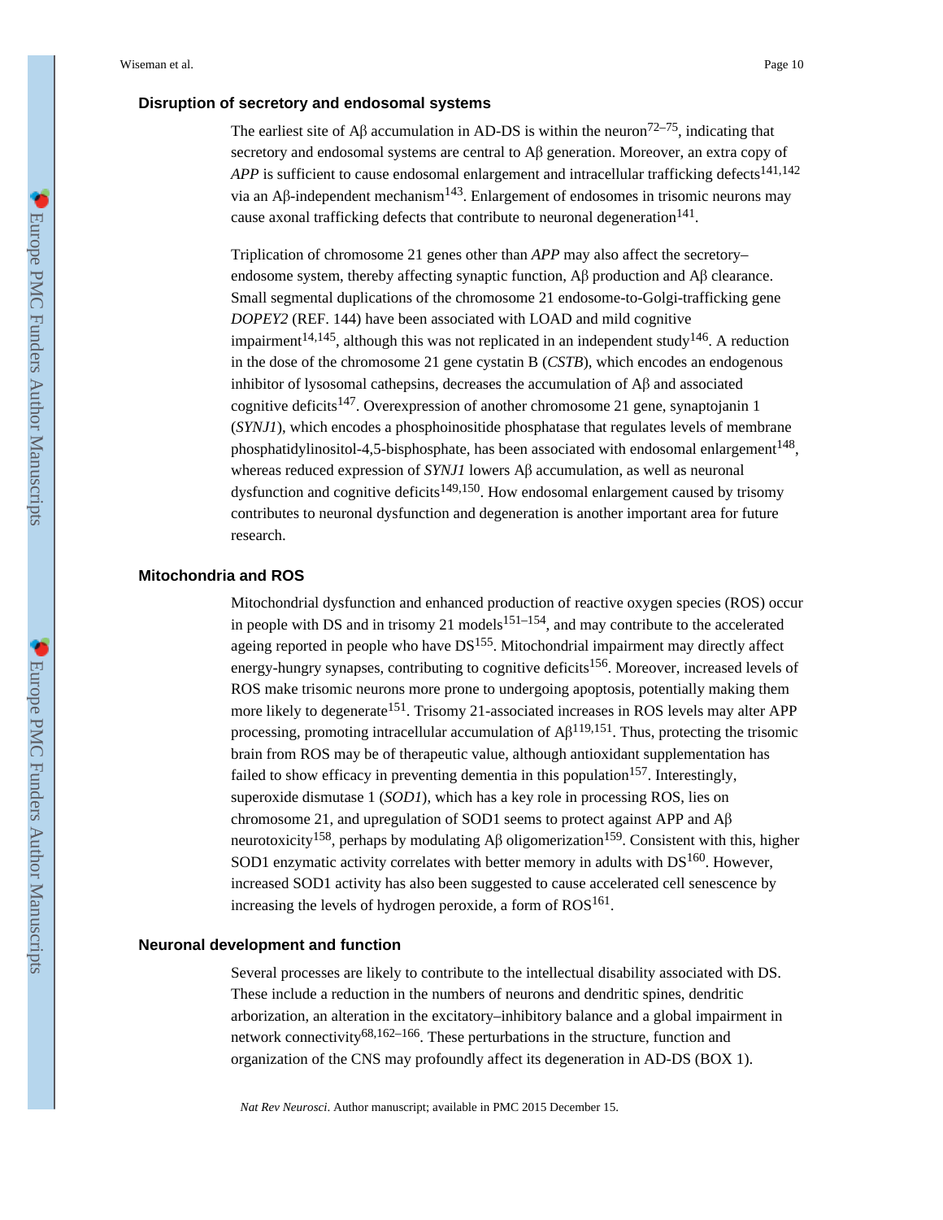### Disruption of secretory and endosomal systems

The earliest site of Aβ accumulation in AD-DS is within the neuron[72–75], indicating that secretory and endosomal systems are central to Aβ generation. Moreover, an extra copy of *APP* is sufficient to cause endosomal enlargement and intracellular trafficking defects[141,142] via an Aβ-independent mechanism[143]. Enlargement of endosomes in trisomic neurons may cause axonal trafficking defects that contribute to neuronal degeneration[141].

Triplication of chromosome 21 genes other than *APP* may also affect the secretory–endosome system, thereby affecting synaptic function, Aβ production and Aβ clearance. Small segmental duplications of the chromosome 21 endosome-to-Golgi-trafficking gene *DOPEY2* (REF. 144) have been associated with LOAD and mild cognitive impairment[14,145], although this was not replicated in an independent study[146]. A reduction in the dose of the chromosome 21 gene cystatin B (*CSTB*), which encodes an endogenous inhibitor of lysosomal cathepsins, decreases the accumulation of Aβ and associated cognitive deficits[147]. Overexpression of another chromosome 21 gene, synaptojanin 1 (*SYNJ1*), which encodes a phosphoinositide phosphatase that regulates levels of membrane phosphatidylinositol-4,5-bisphosphate, has been associated with endosomal enlargement[148], whereas reduced expression of *SYNJ1* lowers Aβ accumulation, as well as neuronal dysfunction and cognitive deficits[149,150]. How endosomal enlargement caused by trisomy contributes to neuronal dysfunction and degeneration is another important area for future research.

### Mitochondria and ROS

Mitochondrial dysfunction and enhanced production of reactive oxygen species (ROS) occur in people with DS and in trisomy 21 models[151–154], and may contribute to the accelerated ageing reported in people who have DS[155]. Mitochondrial impairment may directly affect energy-hungry synapses, contributing to cognitive deficits[156]. Moreover, increased levels of ROS make trisomic neurons more prone to undergoing apoptosis, potentially making them more likely to degenerate[151]. Trisomy 21-associated increases in ROS levels may alter APP processing, promoting intracellular accumulation of Aβ[119,151]. Thus, protecting the trisomic brain from ROS may be of therapeutic value, although antioxidant supplementation has failed to show efficacy in preventing dementia in this population[157]. Interestingly, superoxide dismutase 1 (*SOD1*), which has a key role in processing ROS, lies on chromosome 21, and upregulation of SOD1 seems to protect against APP and Aβ neurotoxicity[158], perhaps by modulating Aβ oligomerization[159]. Consistent with this, higher SOD1 enzymatic activity correlates with better memory in adults with DS[160]. However, increased SOD1 activity has also been suggested to cause accelerated cell senescence by increasing the levels of hydrogen peroxide, a form of ROS[161].

### Neuronal development and function

Several processes are likely to contribute to the intellectual disability associated with DS. These include a reduction in the numbers of neurons and dendritic spines, dendritic arborization, an alteration in the excitatory–inhibitory balance and a global impairment in network connectivity[68,162–166]. These perturbations in the structure, function and organization of the CNS may profoundly affect its degeneration in AD-DS (BOX 1).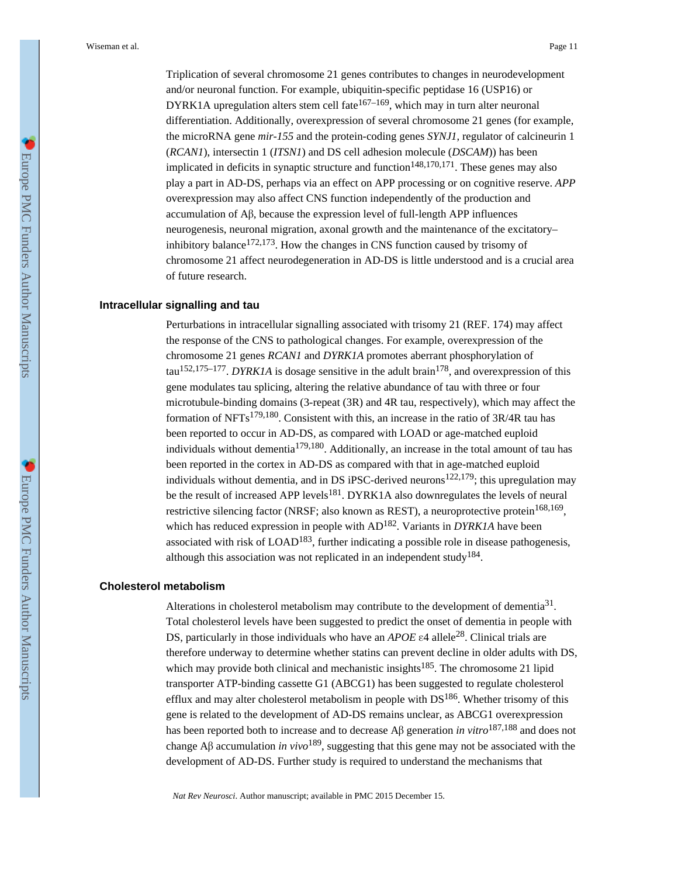Triplication of several chromosome 21 genes contributes to changes in neurodevelopment and/or neuronal function. For example, ubiquitin-specific peptidase 16 (USP16) or DYRK1A upregulation alters stem cell fate[167–169], which may in turn alter neuronal differentiation. Additionally, overexpression of several chromosome 21 genes (for example, the microRNA gene *mir-155* and the protein-coding genes *SYNJ1*, regulator of calcineurin 1 (*RCAN1*), intersectin 1 (*ITSN1*) and DS cell adhesion molecule (*DSCAM*)) has been implicated in deficits in synaptic structure and function[148,170,171]. These genes may also play a part in AD-DS, perhaps via an effect on APP processing or on cognitive reserve. *APP* overexpression may also affect CNS function independently of the production and accumulation of Aβ, because the expression level of full-length APP influences neurogenesis, neuronal migration, axonal growth and the maintenance of the excitatory–inhibitory balance[172,173]. How the changes in CNS function caused by trisomy of chromosome 21 affect neurodegeneration in AD-DS is little understood and is a crucial area of future research.

### Intracellular signalling and tau

Perturbations in intracellular signalling associated with trisomy 21 (REF. 174) may affect the response of the CNS to pathological changes. For example, overexpression of the chromosome 21 genes *RCAN1* and *DYRK1A* promotes aberrant phosphorylation of tau[152,175–177]. *DYRK1A* is dosage sensitive in the adult brain[178], and overexpression of this gene modulates tau splicing, altering the relative abundance of tau with three or four microtubule-binding domains (3-repeat (3R) and 4R tau, respectively), which may affect the formation of NFTs[179,180]. Consistent with this, an increase in the ratio of 3R/4R tau has been reported to occur in AD-DS, as compared with LOAD or age-matched euploid individuals without dementia[179,180]. Additionally, an increase in the total amount of tau has been reported in the cortex in AD-DS as compared with that in age-matched euploid individuals without dementia, and in DS iPSC-derived neurons[122,179]; this upregulation may be the result of increased APP levels[181]. DYRK1A also downregulates the levels of neural restrictive silencing factor (NRSF; also known as REST), a neuroprotective protein[168,169], which has reduced expression in people with AD[182]. Variants in *DYRK1A* have been associated with risk of LOAD[183], further indicating a possible role in disease pathogenesis, although this association was not replicated in an independent study[184].

### Cholesterol metabolism

Alterations in cholesterol metabolism may contribute to the development of dementia[31]. Total cholesterol levels have been suggested to predict the onset of dementia in people with DS, particularly in those individuals who have an *APOE* ε4 allele[28]. Clinical trials are therefore underway to determine whether statins can prevent decline in older adults with DS, which may provide both clinical and mechanistic insights[185]. The chromosome 21 lipid transporter ATP-binding cassette G1 (ABCG1) has been suggested to regulate cholesterol efflux and may alter cholesterol metabolism in people with DS[186]. Whether trisomy of this gene is related to the development of AD-DS remains unclear, as ABCG1 overexpression has been reported both to increase and to decrease Aβ generation *in vitro*[187,188] and does not change Aβ accumulation *in vivo*[189], suggesting that this gene may not be associated with the development of AD-DS. Further study is required to understand the mechanisms that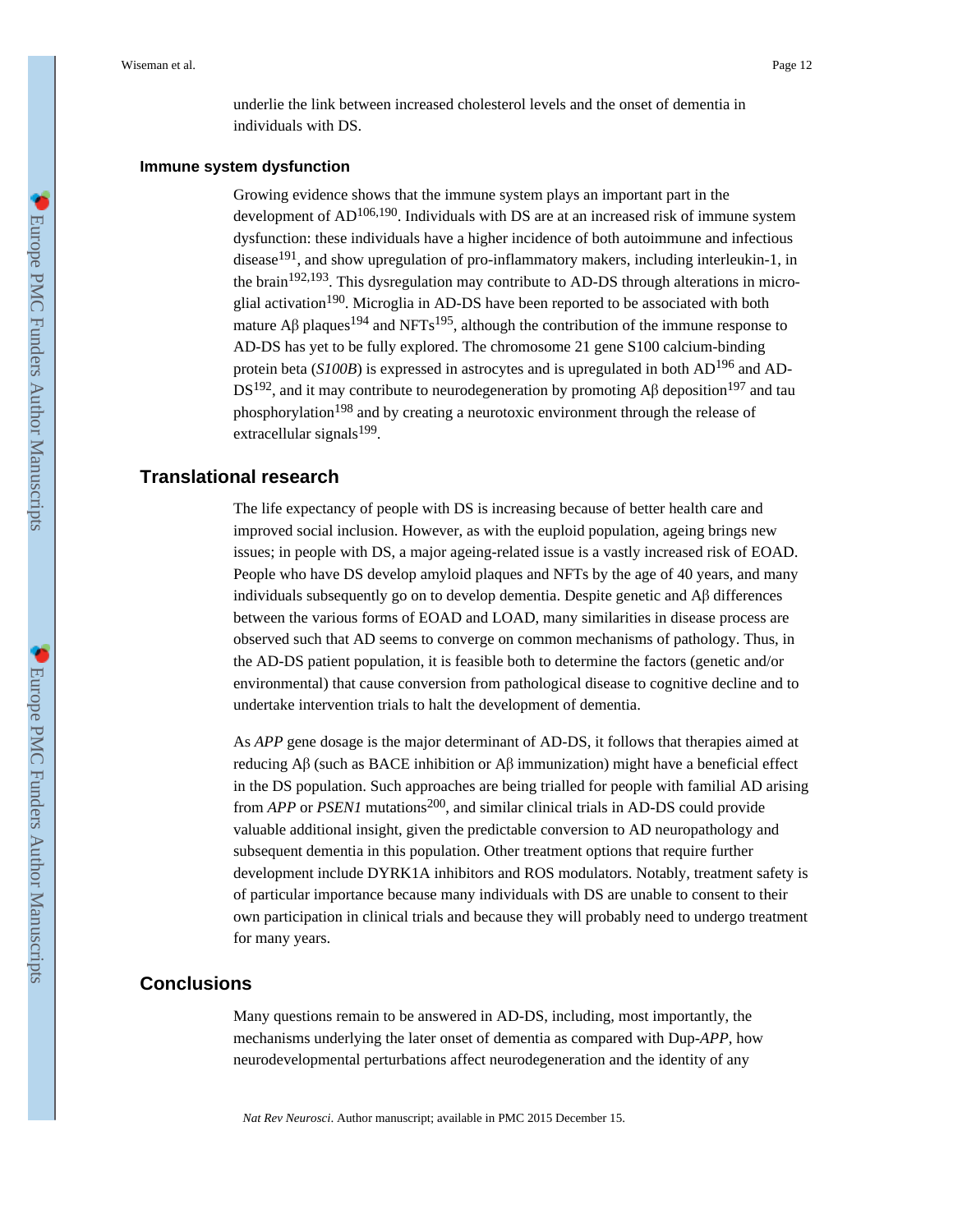underlie the link between increased cholesterol levels and the onset of dementia in individuals with DS.

### Immune system dysfunction

Growing evidence shows that the immune system plays an important part in the development of AD[106,190]. Individuals with DS are at an increased risk of immune system dysfunction: these individuals have a higher incidence of both autoimmune and infectious disease[191], and show upregulation of pro-inflammatory makers, including interleukin-1, in the brain[192,193]. This dysregulation may contribute to AD-DS through alterations in microglial activation[190]. Microglia in AD-DS have been reported to be associated with both mature Aβ plaques[194] and NFTs[195], although the contribution of the immune response to AD-DS has yet to be fully explored. The chromosome 21 gene S100 calcium-binding protein beta (*S100B*) is expressed in astrocytes and is upregulated in both AD[196] and AD-DS[192], and it may contribute to neurodegeneration by promoting Aβ deposition[197] and tau phosphorylation[198] and by creating a neurotoxic environment through the release of extracellular signals[199].

## Translational research

The life expectancy of people with DS is increasing because of better health care and improved social inclusion. However, as with the euploid population, ageing brings new issues; in people with DS, a major ageing-related issue is a vastly increased risk of EOAD. People who have DS develop amyloid plaques and NFTs by the age of 40 years, and many individuals subsequently go on to develop dementia. Despite genetic and Aβ differences between the various forms of EOAD and LOAD, many similarities in disease process are observed such that AD seems to converge on common mechanisms of pathology. Thus, in the AD-DS patient population, it is feasible both to determine the factors (genetic and/or environmental) that cause conversion from pathological disease to cognitive decline and to undertake intervention trials to halt the development of dementia.

As *APP* gene dosage is the major determinant of AD-DS, it follows that therapies aimed at reducing Aβ (such as BACE inhibition or Aβ immunization) might have a beneficial effect in the DS population. Such approaches are being trialled for people with familial AD arising from *APP* or *PSEN1* mutations[200], and similar clinical trials in AD-DS could provide valuable additional insight, given the predictable conversion to AD neuropathology and subsequent dementia in this population. Other treatment options that require further development include DYRK1A inhibitors and ROS modulators. Notably, treatment safety is of particular importance because many individuals with DS are unable to consent to their own participation in clinical trials and because they will probably need to undergo treatment for many years.

## Conclusions

Many questions remain to be answered in AD-DS, including, most importantly, the mechanisms underlying the later onset of dementia as compared with Dup-*APP*, how neurodevelopmental perturbations affect neurodegeneration and the identity of any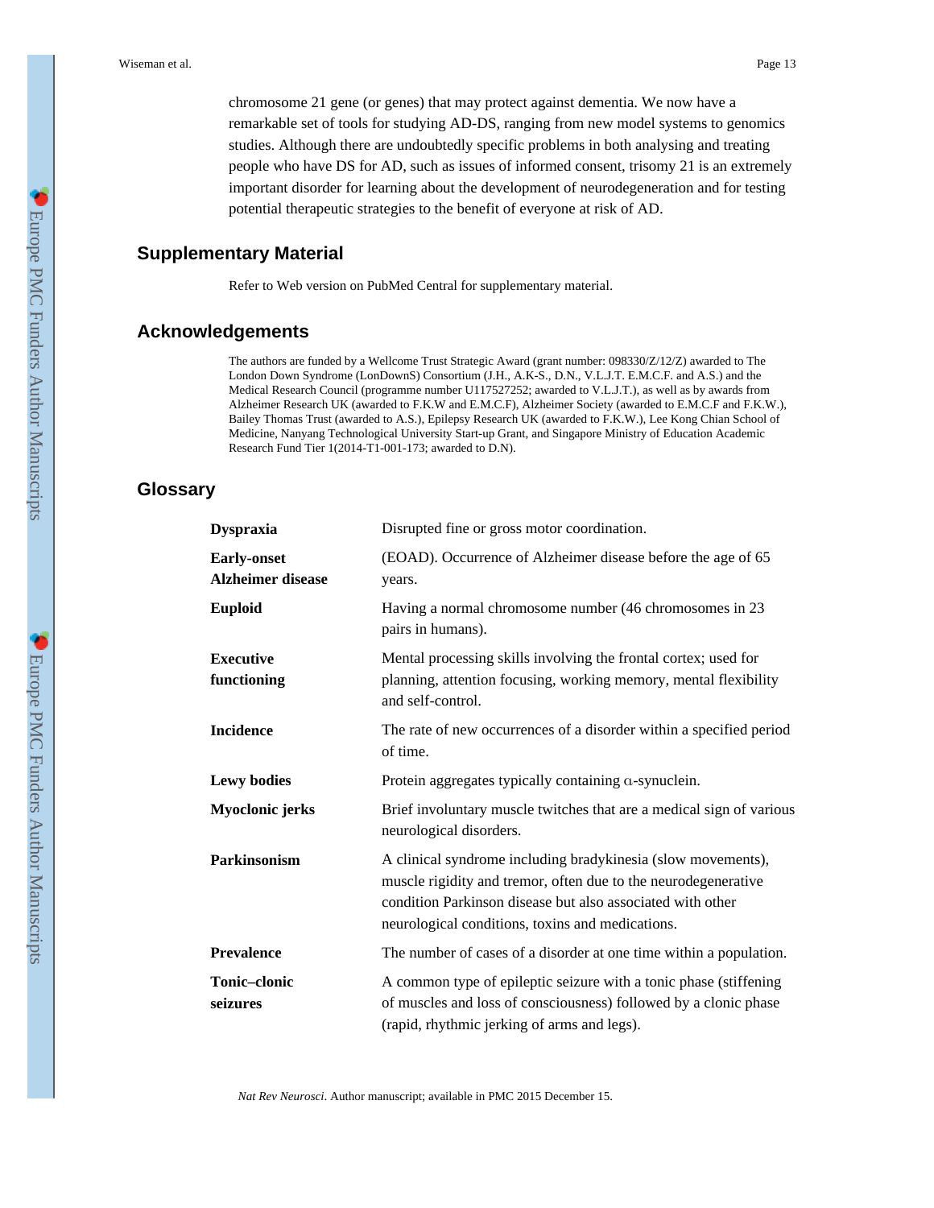chromosome 21 gene (or genes) that may protect against dementia. We now have a remarkable set of tools for studying AD-DS, ranging from new model systems to genomics studies. Although there are undoubtedly specific problems in both analysing and treating people who have DS for AD, such as issues of informed consent, trisomy 21 is an extremely important disorder for learning about the development of neurodegeneration and for testing potential therapeutic strategies to the benefit of everyone at risk of AD.

## Supplementary Material

Refer to Web version on PubMed Central for supplementary material.

## Acknowledgements

The authors are funded by a Wellcome Trust Strategic Award (grant number: 098330/Z/12/Z) awarded to The London Down Syndrome (LonDownS) Consortium (J.H., A.K-S., D.N., V.L.J.T. E.M.C.F. and A.S.) and the Medical Research Council (programme number U117527252; awarded to V.L.J.T.), as well as by awards from Alzheimer Research UK (awarded to F.K.W and E.M.C.F), Alzheimer Society (awarded to E.M.C.F and F.K.W.), Bailey Thomas Trust (awarded to A.S.), Epilepsy Research UK (awarded to F.K.W.), Lee Kong Chian School of Medicine, Nanyang Technological University Start-up Grant, and Singapore Ministry of Education Academic Research Fund Tier 1(2014-T1-001-173; awarded to D.N).

## Glossary

| | |
|---|---|
| **Dyspraxia** | Disrupted fine or gross motor coordination. |
| **Early-onset Alzheimer disease** | (EOAD). Occurrence of Alzheimer disease before the age of 65 years. |
| **Euploid** | Having a normal chromosome number (46 chromosomes in 23 pairs in humans). |
| **Executive functioning** | Mental processing skills involving the frontal cortex; used for planning, attention focusing, working memory, mental flexibility and self-control. |
| **Incidence** | The rate of new occurrences of a disorder within a specified period of time. |
| **Lewy bodies** | Protein aggregates typically containing α-synuclein. |
| **Myoclonic jerks** | Brief involuntary muscle twitches that are a medical sign of various neurological disorders. |
| **Parkinsonism** | A clinical syndrome including bradykinesia (slow movements), muscle rigidity and tremor, often due to the neurodegenerative condition Parkinson disease but also associated with other neurological conditions, toxins and medications. |
| **Prevalence** | The number of cases of a disorder at one time within a population. |
| **Tonic–clonic seizures** | A common type of epileptic seizure with a tonic phase (stiffening of muscles and loss of consciousness) followed by a clonic phase (rapid, rhythmic jerking of arms and legs). |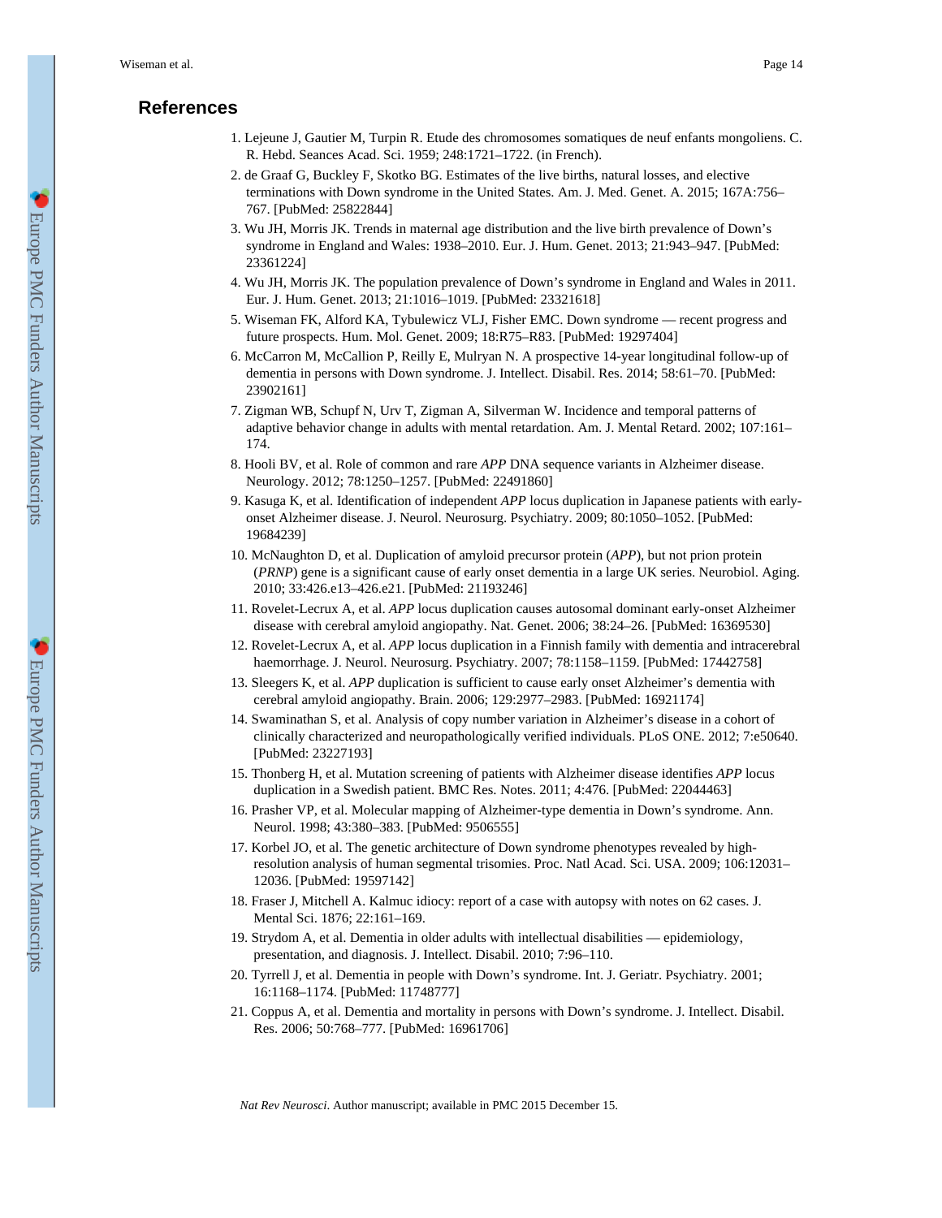## References

1. Lejeune J, Gautier M, Turpin R. Etude des chromosomes somatiques de neuf enfants mongoliens. C. R. Hebd. Seances Acad. Sci. 1959; 248:1721–1722. (in French).
2. de Graaf G, Buckley F, Skotko BG. Estimates of the live births, natural losses, and elective terminations with Down syndrome in the United States. Am. J. Med. Genet. A. 2015; 167A:756–767. [PubMed: 25822844]
3. Wu JH, Morris JK. Trends in maternal age distribution and the live birth prevalence of Down's syndrome in England and Wales: 1938–2010. Eur. J. Hum. Genet. 2013; 21:943–947. [PubMed: 23361224]
4. Wu JH, Morris JK. The population prevalence of Down's syndrome in England and Wales in 2011. Eur. J. Hum. Genet. 2013; 21:1016–1019. [PubMed: 23321618]
5. Wiseman FK, Alford KA, Tybulewicz VLJ, Fisher EMC. Down syndrome — recent progress and future prospects. Hum. Mol. Genet. 2009; 18:R75–R83. [PubMed: 19297404]
6. McCarron M, McCallion P, Reilly E, Mulryan N. A prospective 14-year longitudinal follow-up of dementia in persons with Down syndrome. J. Intellect. Disabil. Res. 2014; 58:61–70. [PubMed: 23902161]
7. Zigman WB, Schupf N, Urv T, Zigman A, Silverman W. Incidence and temporal patterns of adaptive behavior change in adults with mental retardation. Am. J. Mental Retard. 2002; 107:161–174.
8. Hooli BV, et al. Role of common and rare *APP* DNA sequence variants in Alzheimer disease. Neurology. 2012; 78:1250–1257. [PubMed: 22491860]
9. Kasuga K, et al. Identification of independent *APP* locus duplication in Japanese patients with early-onset Alzheimer disease. J. Neurol. Neurosurg. Psychiatry. 2009; 80:1050–1052. [PubMed: 19684239]
10. McNaughton D, et al. Duplication of amyloid precursor protein (*APP*), but not prion protein (*PRNP*) gene is a significant cause of early onset dementia in a large UK series. Neurobiol. Aging. 2010; 33:426.e13–426.e21. [PubMed: 21193246]
11. Rovelet-Lecrux A, et al. *APP* locus duplication causes autosomal dominant early-onset Alzheimer disease with cerebral amyloid angiopathy. Nat. Genet. 2006; 38:24–26. [PubMed: 16369530]
12. Rovelet-Lecrux A, et al. *APP* locus duplication in a Finnish family with dementia and intracerebral haemorrhage. J. Neurol. Neurosurg. Psychiatry. 2007; 78:1158–1159. [PubMed: 17442758]
13. Sleegers K, et al. *APP* duplication is sufficient to cause early onset Alzheimer's dementia with cerebral amyloid angiopathy. Brain. 2006; 129:2977–2983. [PubMed: 16921174]
14. Swaminathan S, et al. Analysis of copy number variation in Alzheimer's disease in a cohort of clinically characterized and neuropathologically verified individuals. PLoS ONE. 2012; 7:e50640. [PubMed: 23227193]
15. Thonberg H, et al. Mutation screening of patients with Alzheimer disease identifies *APP* locus duplication in a Swedish patient. BMC Res. Notes. 2011; 4:476. [PubMed: 22044463]
16. Prasher VP, et al. Molecular mapping of Alzheimer-type dementia in Down's syndrome. Ann. Neurol. 1998; 43:380–383. [PubMed: 9506555]
17. Korbel JO, et al. The genetic architecture of Down syndrome phenotypes revealed by high-resolution analysis of human segmental trisomies. Proc. Natl Acad. Sci. USA. 2009; 106:12031–12036. [PubMed: 19597142]
18. Fraser J, Mitchell A. Kalmuc idiocy: report of a case with autopsy with notes on 62 cases. J. Mental Sci. 1876; 22:161–169.
19. Strydom A, et al. Dementia in older adults with intellectual disabilities — epidemiology, presentation, and diagnosis. J. Intellect. Disabil. 2010; 7:96–110.
20. Tyrrell J, et al. Dementia in people with Down's syndrome. Int. J. Geriatr. Psychiatry. 2001; 16:1168–1174. [PubMed: 11748777]
21. Coppus A, et al. Dementia and mortality in persons with Down's syndrome. J. Intellect. Disabil. Res. 2006; 50:768–777. [PubMed: 16961706]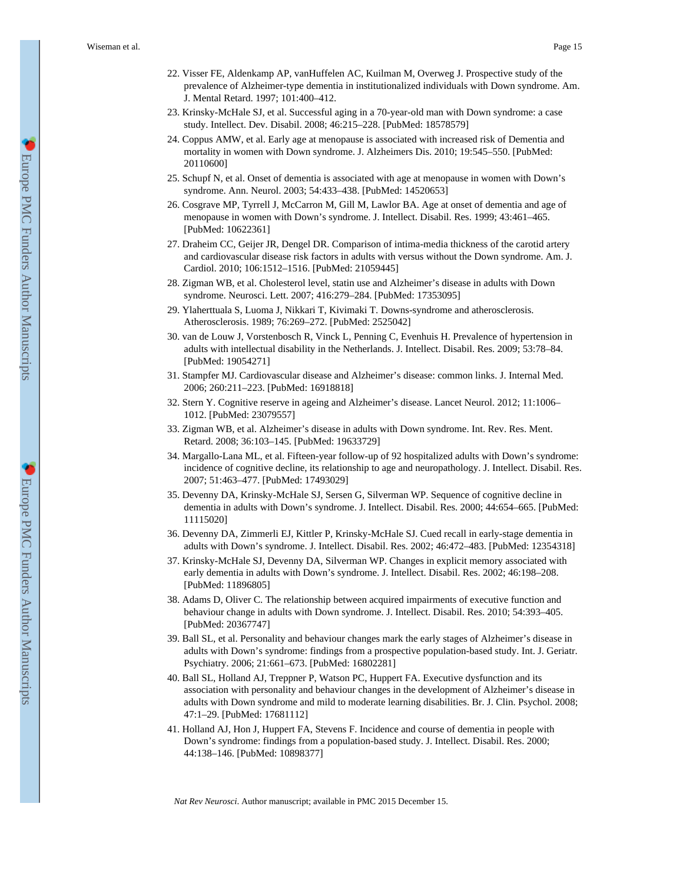22. Visser FE, Aldenkamp AP, vanHuffelen AC, Kuilman M, Overweg J. Prospective study of the prevalence of Alzheimer-type dementia in institutionalized individuals with Down syndrome. Am. J. Mental Retard. 1997; 101:400–412.
23. Krinsky-McHale SJ, et al. Successful aging in a 70-year-old man with Down syndrome: a case study. Intellect. Dev. Disabil. 2008; 46:215–228. [PubMed: 18578579]
24. Coppus AMW, et al. Early age at menopause is associated with increased risk of Dementia and mortality in women with Down syndrome. J. Alzheimers Dis. 2010; 19:545–550. [PubMed: 20110600]
25. Schupf N, et al. Onset of dementia is associated with age at menopause in women with Down's syndrome. Ann. Neurol. 2003; 54:433–438. [PubMed: 14520653]
26. Cosgrave MP, Tyrrell J, McCarron M, Gill M, Lawlor BA. Age at onset of dementia and age of menopause in women with Down's syndrome. J. Intellect. Disabil. Res. 1999; 43:461–465. [PubMed: 10622361]
27. Draheim CC, Geijer JR, Dengel DR. Comparison of intima-media thickness of the carotid artery and cardiovascular disease risk factors in adults with versus without the Down syndrome. Am. J. Cardiol. 2010; 106:1512–1516. [PubMed: 21059445]
28. Zigman WB, et al. Cholesterol level, statin use and Alzheimer's disease in adults with Down syndrome. Neurosci. Lett. 2007; 416:279–284. [PubMed: 17353095]
29. Ylaherttuala S, Luoma J, Nikkari T, Kivimaki T. Downs-syndrome and atherosclerosis. Atherosclerosis. 1989; 76:269–272. [PubMed: 2525042]
30. van de Louw J, Vorstenbosch R, Vinck L, Penning C, Evenhuis H. Prevalence of hypertension in adults with intellectual disability in the Netherlands. J. Intellect. Disabil. Res. 2009; 53:78–84. [PubMed: 19054271]
31. Stampfer MJ. Cardiovascular disease and Alzheimer's disease: common links. J. Internal Med. 2006; 260:211–223. [PubMed: 16918818]
32. Stern Y. Cognitive reserve in ageing and Alzheimer's disease. Lancet Neurol. 2012; 11:1006–1012. [PubMed: 23079557]
33. Zigman WB, et al. Alzheimer's disease in adults with Down syndrome. Int. Rev. Res. Ment. Retard. 2008; 36:103–145. [PubMed: 19633729]
34. Margallo-Lana ML, et al. Fifteen-year follow-up of 92 hospitalized adults with Down's syndrome: incidence of cognitive decline, its relationship to age and neuropathology. J. Intellect. Disabil. Res. 2007; 51:463–477. [PubMed: 17493029]
35. Devenny DA, Krinsky-McHale SJ, Sersen G, Silverman WP. Sequence of cognitive decline in dementia in adults with Down's syndrome. J. Intellect. Disabil. Res. 2000; 44:654–665. [PubMed: 11115020]
36. Devenny DA, Zimmerli EJ, Kittler P, Krinsky-McHale SJ. Cued recall in early-stage dementia in adults with Down's syndrome. J. Intellect. Disabil. Res. 2002; 46:472–483. [PubMed: 12354318]
37. Krinsky-McHale SJ, Devenny DA, Silverman WP. Changes in explicit memory associated with early dementia in adults with Down's syndrome. J. Intellect. Disabil. Res. 2002; 46:198–208. [PubMed: 11896805]
38. Adams D, Oliver C. The relationship between acquired impairments of executive function and behaviour change in adults with Down syndrome. J. Intellect. Disabil. Res. 2010; 54:393–405. [PubMed: 20367747]
39. Ball SL, et al. Personality and behaviour changes mark the early stages of Alzheimer's disease in adults with Down's syndrome: findings from a prospective population-based study. Int. J. Geriatr. Psychiatry. 2006; 21:661–673. [PubMed: 16802281]
40. Ball SL, Holland AJ, Treppner P, Watson PC, Huppert FA. Executive dysfunction and its association with personality and behaviour changes in the development of Alzheimer's disease in adults with Down syndrome and mild to moderate learning disabilities. Br. J. Clin. Psychol. 2008; 47:1–29. [PubMed: 17681112]
41. Holland AJ, Hon J, Huppert FA, Stevens F. Incidence and course of dementia in people with Down's syndrome: findings from a population-based study. J. Intellect. Disabil. Res. 2000; 44:138–146. [PubMed: 10898377]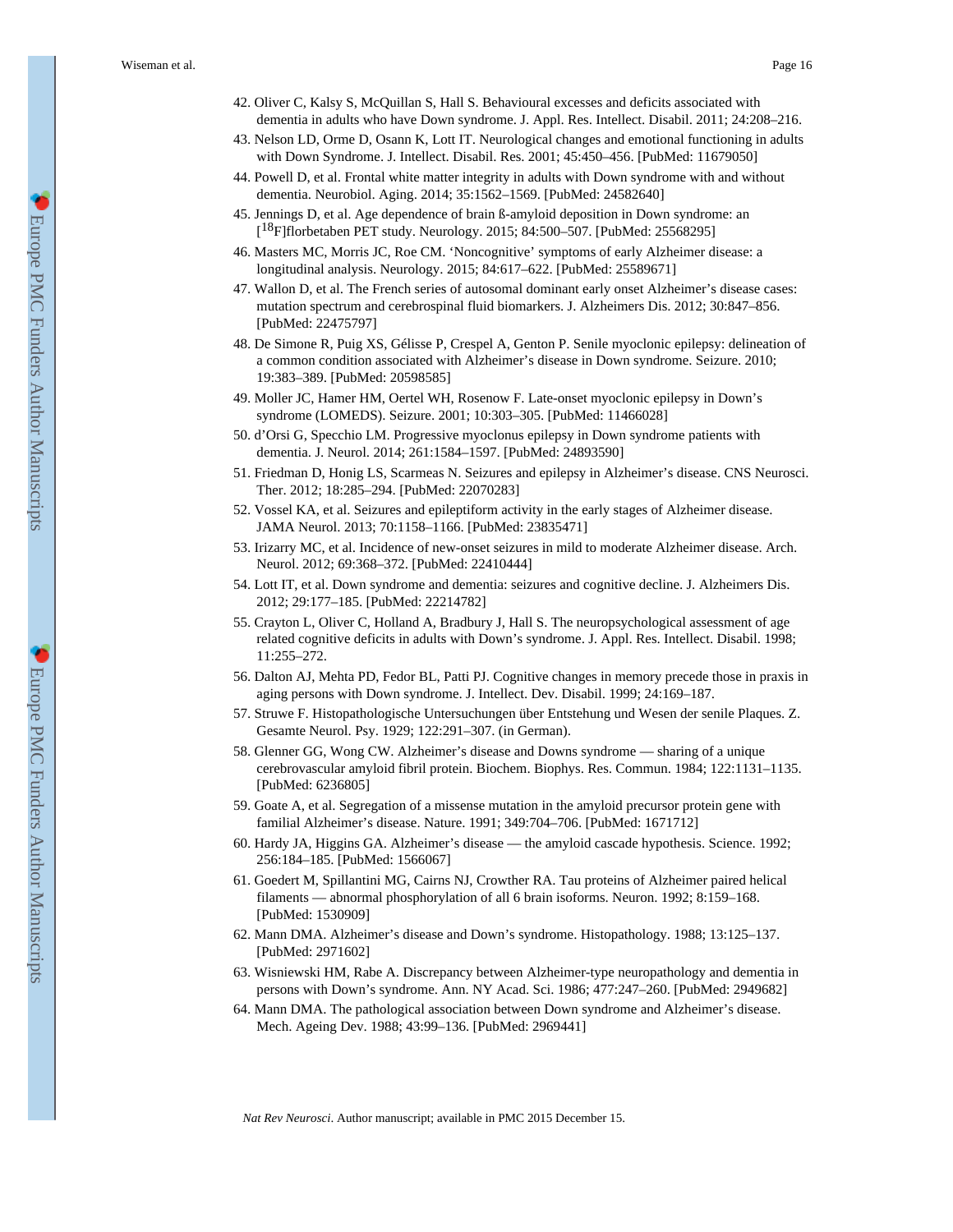42. Oliver C, Kalsy S, McQuillan S, Hall S. Behavioural excesses and deficits associated with dementia in adults who have Down syndrome. J. Appl. Res. Intellect. Disabil. 2011; 24:208–216.
43. Nelson LD, Orme D, Osann K, Lott IT. Neurological changes and emotional functioning in adults with Down Syndrome. J. Intellect. Disabil. Res. 2001; 45:450–456. [PubMed: 11679050]
44. Powell D, et al. Frontal white matter integrity in adults with Down syndrome with and without dementia. Neurobiol. Aging. 2014; 35:1562–1569. [PubMed: 24582640]
45. Jennings D, et al. Age dependence of brain ß-amyloid deposition in Down syndrome: an [$^{18}$F]florbetaben PET study. Neurology. 2015; 84:500–507. [PubMed: 25568295]
46. Masters MC, Morris JC, Roe CM. 'Noncognitive' symptoms of early Alzheimer disease: a longitudinal analysis. Neurology. 2015; 84:617–622. [PubMed: 25589671]
47. Wallon D, et al. The French series of autosomal dominant early onset Alzheimer's disease cases: mutation spectrum and cerebrospinal fluid biomarkers. J. Alzheimers Dis. 2012; 30:847–856. [PubMed: 22475797]
48. De Simone R, Puig XS, Gélisse P, Crespel A, Genton P. Senile myoclonic epilepsy: delineation of a common condition associated with Alzheimer's disease in Down syndrome. Seizure. 2010; 19:383–389. [PubMed: 20598585]
49. Moller JC, Hamer HM, Oertel WH, Rosenow F. Late-onset myoclonic epilepsy in Down's syndrome (LOMEDS). Seizure. 2001; 10:303–305. [PubMed: 11466028]
50. d'Orsi G, Specchio LM. Progressive myoclonus epilepsy in Down syndrome patients with dementia. J. Neurol. 2014; 261:1584–1597. [PubMed: 24893590]
51. Friedman D, Honig LS, Scarmeas N. Seizures and epilepsy in Alzheimer's disease. CNS Neurosci. Ther. 2012; 18:285–294. [PubMed: 22070283]
52. Vossel KA, et al. Seizures and epileptiform activity in the early stages of Alzheimer disease. JAMA Neurol. 2013; 70:1158–1166. [PubMed: 23835471]
53. Irizarry MC, et al. Incidence of new-onset seizures in mild to moderate Alzheimer disease. Arch. Neurol. 2012; 69:368–372. [PubMed: 22410444]
54. Lott IT, et al. Down syndrome and dementia: seizures and cognitive decline. J. Alzheimers Dis. 2012; 29:177–185. [PubMed: 22214782]
55. Crayton L, Oliver C, Holland A, Bradbury J, Hall S. The neuropsychological assessment of age related cognitive deficits in adults with Down's syndrome. J. Appl. Res. Intellect. Disabil. 1998; 11:255–272.
56. Dalton AJ, Mehta PD, Fedor BL, Patti PJ. Cognitive changes in memory precede those in praxis in aging persons with Down syndrome. J. Intellect. Dev. Disabil. 1999; 24:169–187.
57. Struwe F. Histopathologische Untersuchungen über Entstehung und Wesen der senile Plaques. Z. Gesamte Neurol. Psy. 1929; 122:291–307. (in German).
58. Glenner GG, Wong CW. Alzheimer's disease and Downs syndrome — sharing of a unique cerebrovascular amyloid fibril protein. Biochem. Biophys. Res. Commun. 1984; 122:1131–1135. [PubMed: 6236805]
59. Goate A, et al. Segregation of a missense mutation in the amyloid precursor protein gene with familial Alzheimer's disease. Nature. 1991; 349:704–706. [PubMed: 1671712]
60. Hardy JA, Higgins GA. Alzheimer's disease — the amyloid cascade hypothesis. Science. 1992; 256:184–185. [PubMed: 1566067]
61. Goedert M, Spillantini MG, Cairns NJ, Crowther RA. Tau proteins of Alzheimer paired helical filaments — abnormal phosphorylation of all 6 brain isoforms. Neuron. 1992; 8:159–168. [PubMed: 1530909]
62. Mann DMA. Alzheimer's disease and Down's syndrome. Histopathology. 1988; 13:125–137. [PubMed: 2971602]
63. Wisniewski HM, Rabe A. Discrepancy between Alzheimer-type neuropathology and dementia in persons with Down's syndrome. Ann. NY Acad. Sci. 1986; 477:247–260. [PubMed: 2949682]
64. Mann DMA. The pathological association between Down syndrome and Alzheimer's disease. Mech. Ageing Dev. 1988; 43:99–136. [PubMed: 2969441]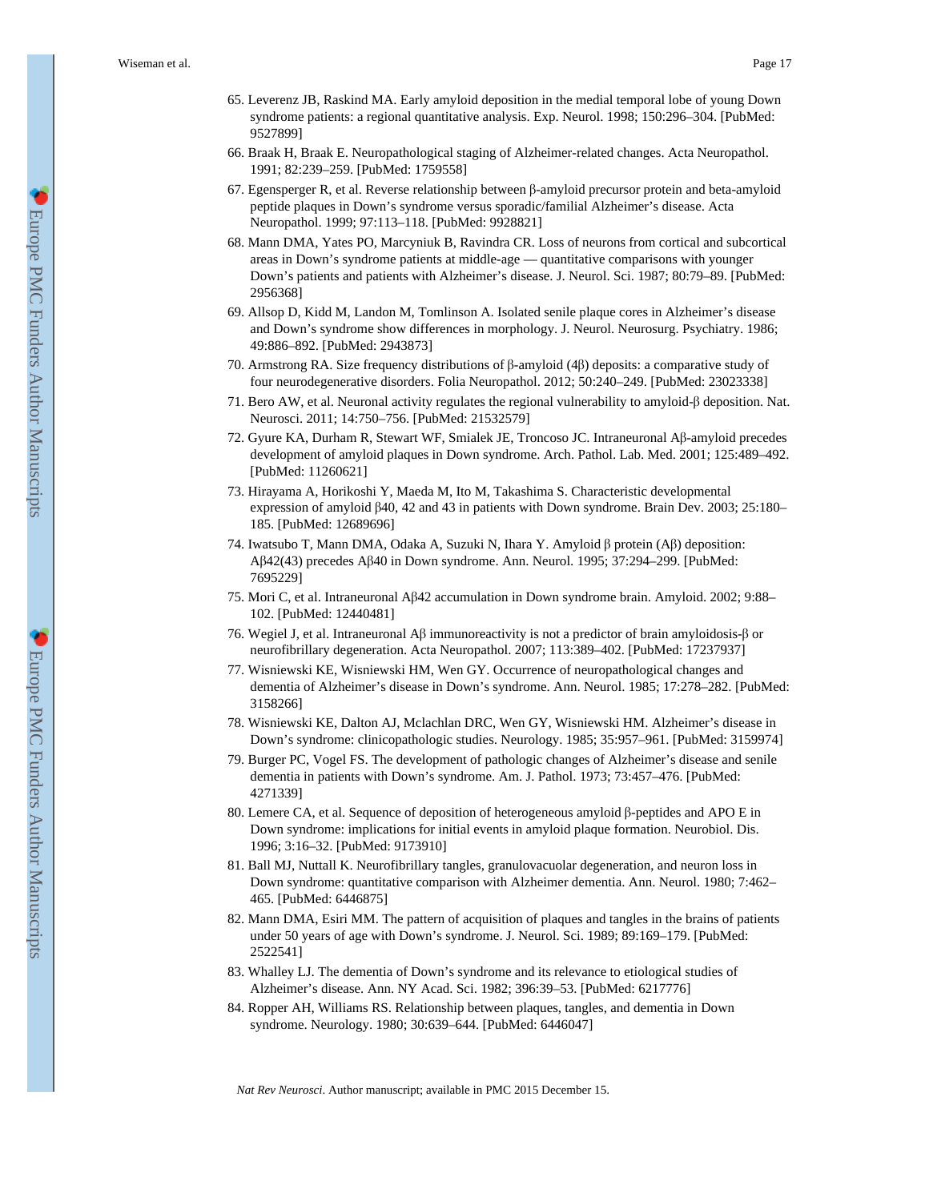65. Leverenz JB, Raskind MA. Early amyloid deposition in the medial temporal lobe of young Down syndrome patients: a regional quantitative analysis. Exp. Neurol. 1998; 150:296–304. [PubMed: 9527899]
66. Braak H, Braak E. Neuropathological staging of Alzheimer-related changes. Acta Neuropathol. 1991; 82:239–259. [PubMed: 1759558]
67. Egensperger R, et al. Reverse relationship between β-amyloid precursor protein and beta-amyloid peptide plaques in Down's syndrome versus sporadic/familial Alzheimer's disease. Acta Neuropathol. 1999; 97:113–118. [PubMed: 9928821]
68. Mann DMA, Yates PO, Marcyniuk B, Ravindra CR. Loss of neurons from cortical and subcortical areas in Down's syndrome patients at middle-age — quantitative comparisons with younger Down's patients and patients with Alzheimer's disease. J. Neurol. Sci. 1987; 80:79–89. [PubMed: 2956368]
69. Allsop D, Kidd M, Landon M, Tomlinson A. Isolated senile plaque cores in Alzheimer's disease and Down's syndrome show differences in morphology. J. Neurol. Neurosurg. Psychiatry. 1986; 49:886–892. [PubMed: 2943873]
70. Armstrong RA. Size frequency distributions of β-amyloid (4β) deposits: a comparative study of four neurodegenerative disorders. Folia Neuropathol. 2012; 50:240–249. [PubMed: 23023338]
71. Bero AW, et al. Neuronal activity regulates the regional vulnerability to amyloid-β deposition. Nat. Neurosci. 2011; 14:750–756. [PubMed: 21532579]
72. Gyure KA, Durham R, Stewart WF, Smialek JE, Troncoso JC. Intraneuronal Aβ-amyloid precedes development of amyloid plaques in Down syndrome. Arch. Pathol. Lab. Med. 2001; 125:489–492. [PubMed: 11260621]
73. Hirayama A, Horikoshi Y, Maeda M, Ito M, Takashima S. Characteristic developmental expression of amyloid β40, 42 and 43 in patients with Down syndrome. Brain Dev. 2003; 25:180–185. [PubMed: 12689696]
74. Iwatsubo T, Mann DMA, Odaka A, Suzuki N, Ihara Y. Amyloid β protein (Aβ) deposition: Aβ42(43) precedes Aβ40 in Down syndrome. Ann. Neurol. 1995; 37:294–299. [PubMed: 7695229]
75. Mori C, et al. Intraneuronal Aβ42 accumulation in Down syndrome brain. Amyloid. 2002; 9:88–102. [PubMed: 12440481]
76. Wegiel J, et al. Intraneuronal Aβ immunoreactivity is not a predictor of brain amyloidosis-β or neurofibrillary degeneration. Acta Neuropathol. 2007; 113:389–402. [PubMed: 17237937]
77. Wisniewski KE, Wisniewski HM, Wen GY. Occurrence of neuropathological changes and dementia of Alzheimer's disease in Down's syndrome. Ann. Neurol. 1985; 17:278–282. [PubMed: 3158266]
78. Wisniewski KE, Dalton AJ, Mclachlan DRC, Wen GY, Wisniewski HM. Alzheimer's disease in Down's syndrome: clinicopathologic studies. Neurology. 1985; 35:957–961. [PubMed: 3159974]
79. Burger PC, Vogel FS. The development of pathologic changes of Alzheimer's disease and senile dementia in patients with Down's syndrome. Am. J. Pathol. 1973; 73:457–476. [PubMed: 4271339]
80. Lemere CA, et al. Sequence of deposition of heterogeneous amyloid β-peptides and APO E in Down syndrome: implications for initial events in amyloid plaque formation. Neurobiol. Dis. 1996; 3:16–32. [PubMed: 9173910]
81. Ball MJ, Nuttall K. Neurofibrillary tangles, granulovacuolar degeneration, and neuron loss in Down syndrome: quantitative comparison with Alzheimer dementia. Ann. Neurol. 1980; 7:462–465. [PubMed: 6446875]
82. Mann DMA, Esiri MM. The pattern of acquisition of plaques and tangles in the brains of patients under 50 years of age with Down's syndrome. J. Neurol. Sci. 1989; 89:169–179. [PubMed: 2522541]
83. Whalley LJ. The dementia of Down's syndrome and its relevance to etiological studies of Alzheimer's disease. Ann. NY Acad. Sci. 1982; 396:39–53. [PubMed: 6217776]
84. Ropper AH, Williams RS. Relationship between plaques, tangles, and dementia in Down syndrome. Neurology. 1980; 30:639–644. [PubMed: 6446047]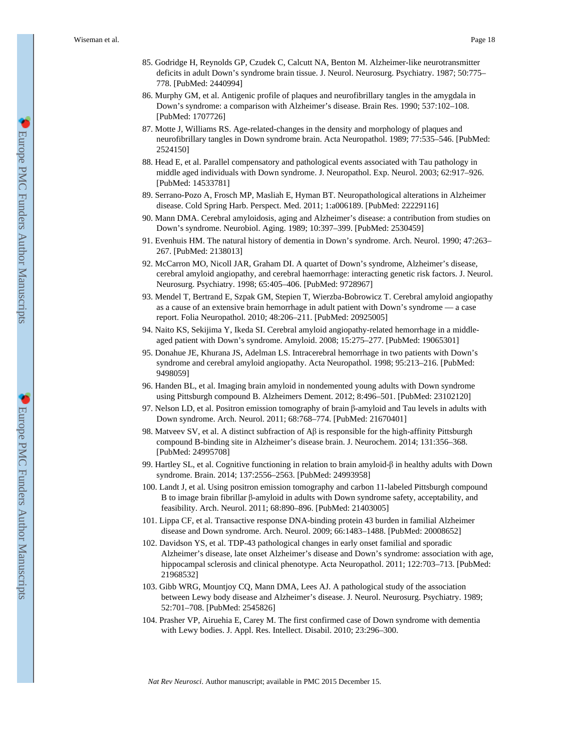85. Godridge H, Reynolds GP, Czudek C, Calcutt NA, Benton M. Alzheimer-like neurotransmitter deficits in adult Down's syndrome brain tissue. J. Neurol. Neurosurg. Psychiatry. 1987; 50:775–778. [PubMed: 2440994]

86. Murphy GM, et al. Antigenic profile of plaques and neurofibrillary tangles in the amygdala in Down's syndrome: a comparison with Alzheimer's disease. Brain Res. 1990; 537:102–108. [PubMed: 1707726]

87. Motte J, Williams RS. Age-related-changes in the density and morphology of plaques and neurofibrillary tangles in Down syndrome brain. Acta Neuropathol. 1989; 77:535–546. [PubMed: 2524150]

88. Head E, et al. Parallel compensatory and pathological events associated with Tau pathology in middle aged individuals with Down syndrome. J. Neuropathol. Exp. Neurol. 2003; 62:917–926. [PubMed: 14533781]

89. Serrano-Pozo A, Frosch MP, Masliah E, Hyman BT. Neuropathological alterations in Alzheimer disease. Cold Spring Harb. Perspect. Med. 2011; 1:a006189. [PubMed: 22229116]

90. Mann DMA. Cerebral amyloidosis, aging and Alzheimer's disease: a contribution from studies on Down's syndrome. Neurobiol. Aging. 1989; 10:397–399. [PubMed: 2530459]

91. Evenhuis HM. The natural history of dementia in Down's syndrome. Arch. Neurol. 1990; 47:263–267. [PubMed: 2138013]

92. McCarron MO, Nicoll JAR, Graham DI. A quartet of Down's syndrome, Alzheimer's disease, cerebral amyloid angiopathy, and cerebral haemorrhage: interacting genetic risk factors. J. Neurol. Neurosurg. Psychiatry. 1998; 65:405–406. [PubMed: 9728967]

93. Mendel T, Bertrand E, Szpak GM, Stepien T, Wierzba-Bobrowicz T. Cerebral amyloid angiopathy as a cause of an extensive brain hemorrhage in adult patient with Down's syndrome — a case report. Folia Neuropathol. 2010; 48:206–211. [PubMed: 20925005]

94. Naito KS, Sekijima Y, Ikeda SI. Cerebral amyloid angiopathy-related hemorrhage in a middle-aged patient with Down's syndrome. Amyloid. 2008; 15:275–277. [PubMed: 19065301]

95. Donahue JE, Khurana JS, Adelman LS. Intracerebral hemorrhage in two patients with Down's syndrome and cerebral amyloid angiopathy. Acta Neuropathol. 1998; 95:213–216. [PubMed: 9498059]

96. Handen BL, et al. Imaging brain amyloid in nondemented young adults with Down syndrome using Pittsburgh compound B. Alzheimers Dement. 2012; 8:496–501. [PubMed: 23102120]

97. Nelson LD, et al. Positron emission tomography of brain β-amyloid and Tau levels in adults with Down syndrome. Arch. Neurol. 2011; 68:768–774. [PubMed: 21670401]

98. Matveev SV, et al. A distinct subfraction of Aβ is responsible for the high-affinity Pittsburgh compound B-binding site in Alzheimer's disease brain. J. Neurochem. 2014; 131:356–368. [PubMed: 24995708]

99. Hartley SL, et al. Cognitive functioning in relation to brain amyloid-β in healthy adults with Down syndrome. Brain. 2014; 137:2556–2563. [PubMed: 24993958]

100. Landt J, et al. Using positron emission tomography and carbon 11-labeled Pittsburgh compound B to image brain fibrillar β-amyloid in adults with Down syndrome safety, acceptability, and feasibility. Arch. Neurol. 2011; 68:890–896. [PubMed: 21403005]

101. Lippa CF, et al. Transactive response DNA-binding protein 43 burden in familial Alzheimer disease and Down syndrome. Arch. Neurol. 2009; 66:1483–1488. [PubMed: 20008652]

102. Davidson YS, et al. TDP-43 pathological changes in early onset familial and sporadic Alzheimer's disease, late onset Alzheimer's disease and Down's syndrome: association with age, hippocampal sclerosis and clinical phenotype. Acta Neuropathol. 2011; 122:703–713. [PubMed: 21968532]

103. Gibb WRG, Mountjoy CQ, Mann DMA, Lees AJ. A pathological study of the association between Lewy body disease and Alzheimer's disease. J. Neurol. Neurosurg. Psychiatry. 1989; 52:701–708. [PubMed: 2545826]

104. Prasher VP, Airuehia E, Carey M. The first confirmed case of Down syndrome with dementia with Lewy bodies. J. Appl. Res. Intellect. Disabil. 2010; 23:296–300.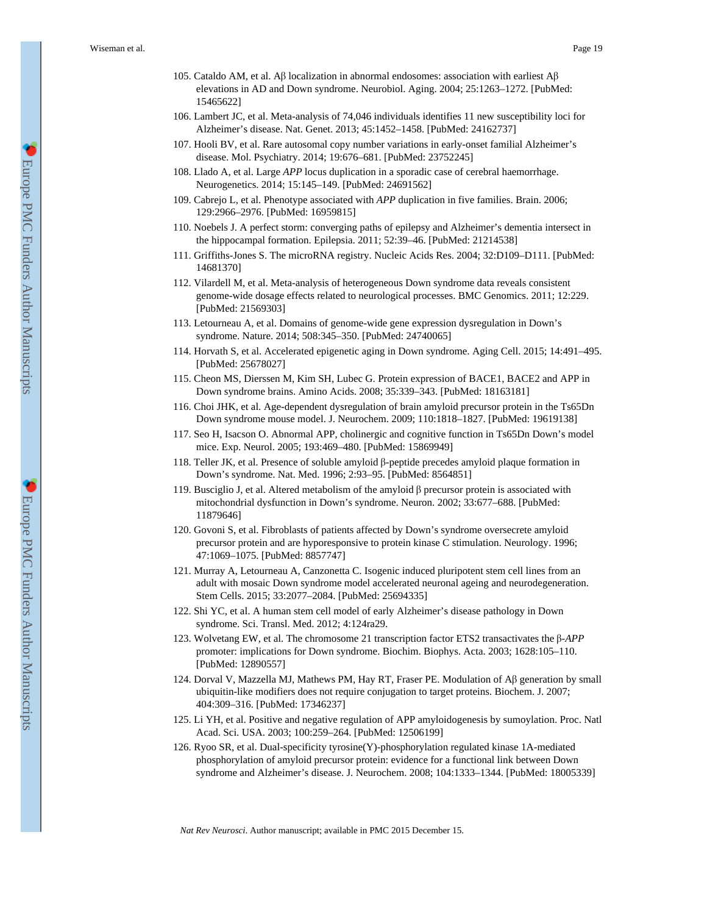105. Cataldo AM, et al. Aβ localization in abnormal endosomes: association with earliest Aβ elevations in AD and Down syndrome. Neurobiol. Aging. 2004; 25:1263–1272. [PubMed: 15465622]
106. Lambert JC, et al. Meta-analysis of 74,046 individuals identifies 11 new susceptibility loci for Alzheimer's disease. Nat. Genet. 2013; 45:1452–1458. [PubMed: 24162737]
107. Hooli BV, et al. Rare autosomal copy number variations in early-onset familial Alzheimer's disease. Mol. Psychiatry. 2014; 19:676–681. [PubMed: 23752245]
108. Llado A, et al. Large *APP* locus duplication in a sporadic case of cerebral haemorrhage. Neurogenetics. 2014; 15:145–149. [PubMed: 24691562]
109. Cabrejo L, et al. Phenotype associated with *APP* duplication in five families. Brain. 2006; 129:2966–2976. [PubMed: 16959815]
110. Noebels J. A perfect storm: converging paths of epilepsy and Alzheimer's dementia intersect in the hippocampal formation. Epilepsia. 2011; 52:39–46. [PubMed: 21214538]
111. Griffiths-Jones S. The microRNA registry. Nucleic Acids Res. 2004; 32:D109–D111. [PubMed: 14681370]
112. Vilardell M, et al. Meta-analysis of heterogeneous Down syndrome data reveals consistent genome-wide dosage effects related to neurological processes. BMC Genomics. 2011; 12:229. [PubMed: 21569303]
113. Letourneau A, et al. Domains of genome-wide gene expression dysregulation in Down's syndrome. Nature. 2014; 508:345–350. [PubMed: 24740065]
114. Horvath S, et al. Accelerated epigenetic aging in Down syndrome. Aging Cell. 2015; 14:491–495. [PubMed: 25678027]
115. Cheon MS, Dierssen M, Kim SH, Lubec G. Protein expression of BACE1, BACE2 and APP in Down syndrome brains. Amino Acids. 2008; 35:339–343. [PubMed: 18163181]
116. Choi JHK, et al. Age-dependent dysregulation of brain amyloid precursor protein in the Ts65Dn Down syndrome mouse model. J. Neurochem. 2009; 110:1818–1827. [PubMed: 19619138]
117. Seo H, Isacson O. Abnormal APP, cholinergic and cognitive function in Ts65Dn Down's model mice. Exp. Neurol. 2005; 193:469–480. [PubMed: 15869949]
118. Teller JK, et al. Presence of soluble amyloid β-peptide precedes amyloid plaque formation in Down's syndrome. Nat. Med. 1996; 2:93–95. [PubMed: 8564851]
119. Busciglio J, et al. Altered metabolism of the amyloid β precursor protein is associated with mitochondrial dysfunction in Down's syndrome. Neuron. 2002; 33:677–688. [PubMed: 11879646]
120. Govoni S, et al. Fibroblasts of patients affected by Down's syndrome oversecrete amyloid precursor protein and are hyporesponsive to protein kinase C stimulation. Neurology. 1996; 47:1069–1075. [PubMed: 8857747]
121. Murray A, Letourneau A, Canzonetta C. Isogenic induced pluripotent stem cell lines from an adult with mosaic Down syndrome model accelerated neuronal ageing and neurodegeneration. Stem Cells. 2015; 33:2077–2084. [PubMed: 25694335]
122. Shi YC, et al. A human stem cell model of early Alzheimer's disease pathology in Down syndrome. Sci. Transl. Med. 2012; 4:124ra29.
123. Wolvetang EW, et al. The chromosome 21 transcription factor ETS2 transactivates the β-*APP* promoter: implications for Down syndrome. Biochim. Biophys. Acta. 2003; 1628:105–110. [PubMed: 12890557]
124. Dorval V, Mazzella MJ, Mathews PM, Hay RT, Fraser PE. Modulation of Aβ generation by small ubiquitin-like modifiers does not require conjugation to target proteins. Biochem. J. 2007; 404:309–316. [PubMed: 17346237]
125. Li YH, et al. Positive and negative regulation of APP amyloidogenesis by sumoylation. Proc. Natl Acad. Sci. USA. 2003; 100:259–264. [PubMed: 12506199]
126. Ryoo SR, et al. Dual-specificity tyrosine(Y)-phosphorylation regulated kinase 1A-mediated phosphorylation of amyloid precursor protein: evidence for a functional link between Down syndrome and Alzheimer's disease. J. Neurochem. 2008; 104:1333–1344. [PubMed: 18005339]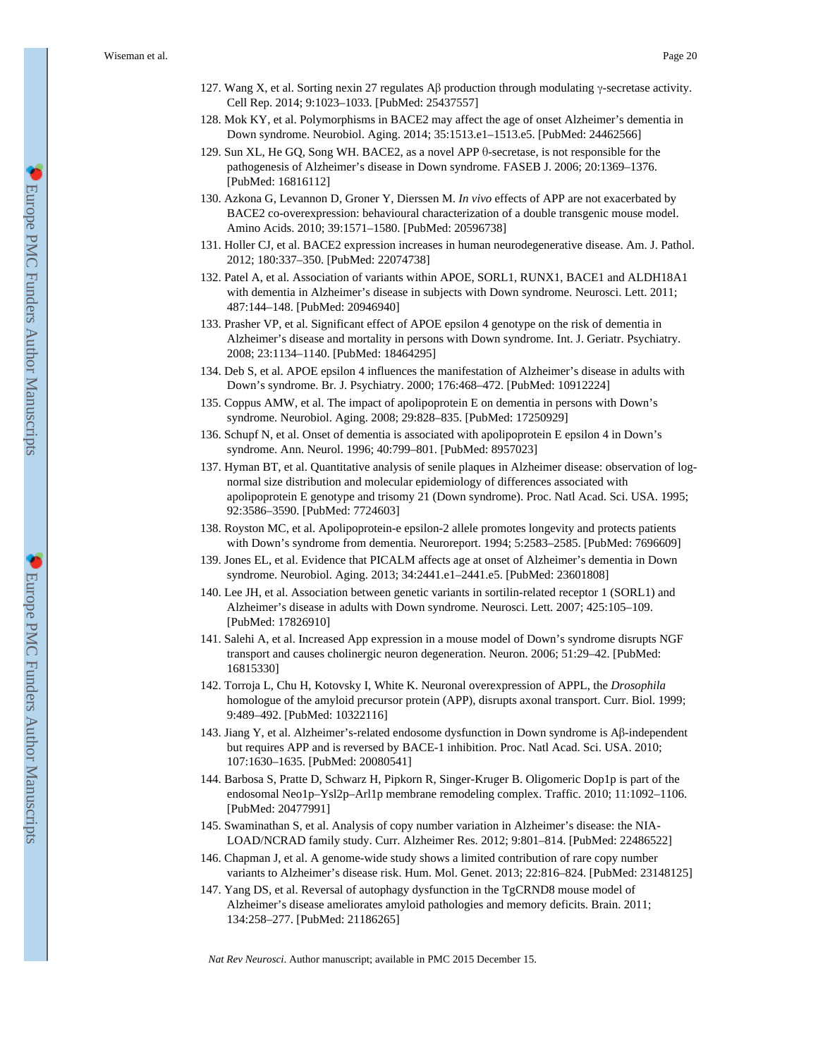127. Wang X, et al. Sorting nexin 27 regulates Aβ production through modulating γ-secretase activity. Cell Rep. 2014; 9:1023–1033. [PubMed: 25437557]
128. Mok KY, et al. Polymorphisms in BACE2 may affect the age of onset Alzheimer's dementia in Down syndrome. Neurobiol. Aging. 2014; 35:1513.e1–1513.e5. [PubMed: 24462566]
129. Sun XL, He GQ, Song WH. BACE2, as a novel APP θ-secretase, is not responsible for the pathogenesis of Alzheimer's disease in Down syndrome. FASEB J. 2006; 20:1369–1376. [PubMed: 16816112]
130. Azkona G, Levannon D, Groner Y, Dierssen M. *In vivo* effects of APP are not exacerbated by BACE2 co-overexpression: behavioural characterization of a double transgenic mouse model. Amino Acids. 2010; 39:1571–1580. [PubMed: 20596738]
131. Holler CJ, et al. BACE2 expression increases in human neurodegenerative disease. Am. J. Pathol. 2012; 180:337–350. [PubMed: 22074738]
132. Patel A, et al. Association of variants within APOE, SORL1, RUNX1, BACE1 and ALDH18A1 with dementia in Alzheimer's disease in subjects with Down syndrome. Neurosci. Lett. 2011; 487:144–148. [PubMed: 20946940]
133. Prasher VP, et al. Significant effect of APOE epsilon 4 genotype on the risk of dementia in Alzheimer's disease and mortality in persons with Down syndrome. Int. J. Geriatr. Psychiatry. 2008; 23:1134–1140. [PubMed: 18464295]
134. Deb S, et al. APOE epsilon 4 influences the manifestation of Alzheimer's disease in adults with Down's syndrome. Br. J. Psychiatry. 2000; 176:468–472. [PubMed: 10912224]
135. Coppus AMW, et al. The impact of apolipoprotein E on dementia in persons with Down's syndrome. Neurobiol. Aging. 2008; 29:828–835. [PubMed: 17250929]
136. Schupf N, et al. Onset of dementia is associated with apolipoprotein E epsilon 4 in Down's syndrome. Ann. Neurol. 1996; 40:799–801. [PubMed: 8957023]
137. Hyman BT, et al. Quantitative analysis of senile plaques in Alzheimer disease: observation of log-normal size distribution and molecular epidemiology of differences associated with apolipoprotein E genotype and trisomy 21 (Down syndrome). Proc. Natl Acad. Sci. USA. 1995; 92:3586–3590. [PubMed: 7724603]
138. Royston MC, et al. Apolipoprotein-e epsilon-2 allele promotes longevity and protects patients with Down's syndrome from dementia. Neuroreport. 1994; 5:2583–2585. [PubMed: 7696609]
139. Jones EL, et al. Evidence that PICALM affects age at onset of Alzheimer's dementia in Down syndrome. Neurobiol. Aging. 2013; 34:2441.e1–2441.e5. [PubMed: 23601808]
140. Lee JH, et al. Association between genetic variants in sortilin-related receptor 1 (SORL1) and Alzheimer's disease in adults with Down syndrome. Neurosci. Lett. 2007; 425:105–109. [PubMed: 17826910]
141. Salehi A, et al. Increased App expression in a mouse model of Down's syndrome disrupts NGF transport and causes cholinergic neuron degeneration. Neuron. 2006; 51:29–42. [PubMed: 16815330]
142. Torroja L, Chu H, Kotovsky I, White K. Neuronal overexpression of APPL, the *Drosophila* homologue of the amyloid precursor protein (APP), disrupts axonal transport. Curr. Biol. 1999; 9:489–492. [PubMed: 10322116]
143. Jiang Y, et al. Alzheimer's-related endosome dysfunction in Down syndrome is Aβ-independent but requires APP and is reversed by BACE-1 inhibition. Proc. Natl Acad. Sci. USA. 2010; 107:1630–1635. [PubMed: 20080541]
144. Barbosa S, Pratte D, Schwarz H, Pipkorn R, Singer-Kruger B. Oligomeric Dop1p is part of the endosomal Neo1p–Ysl2p–Arl1p membrane remodeling complex. Traffic. 2010; 11:1092–1106. [PubMed: 20477991]
145. Swaminathan S, et al. Analysis of copy number variation in Alzheimer's disease: the NIA-LOAD/NCRAD family study. Curr. Alzheimer Res. 2012; 9:801–814. [PubMed: 22486522]
146. Chapman J, et al. A genome-wide study shows a limited contribution of rare copy number variants to Alzheimer's disease risk. Hum. Mol. Genet. 2013; 22:816–824. [PubMed: 23148125]
147. Yang DS, et al. Reversal of autophagy dysfunction in the TgCRND8 mouse model of Alzheimer's disease ameliorates amyloid pathologies and memory deficits. Brain. 2011; 134:258–277. [PubMed: 21186265]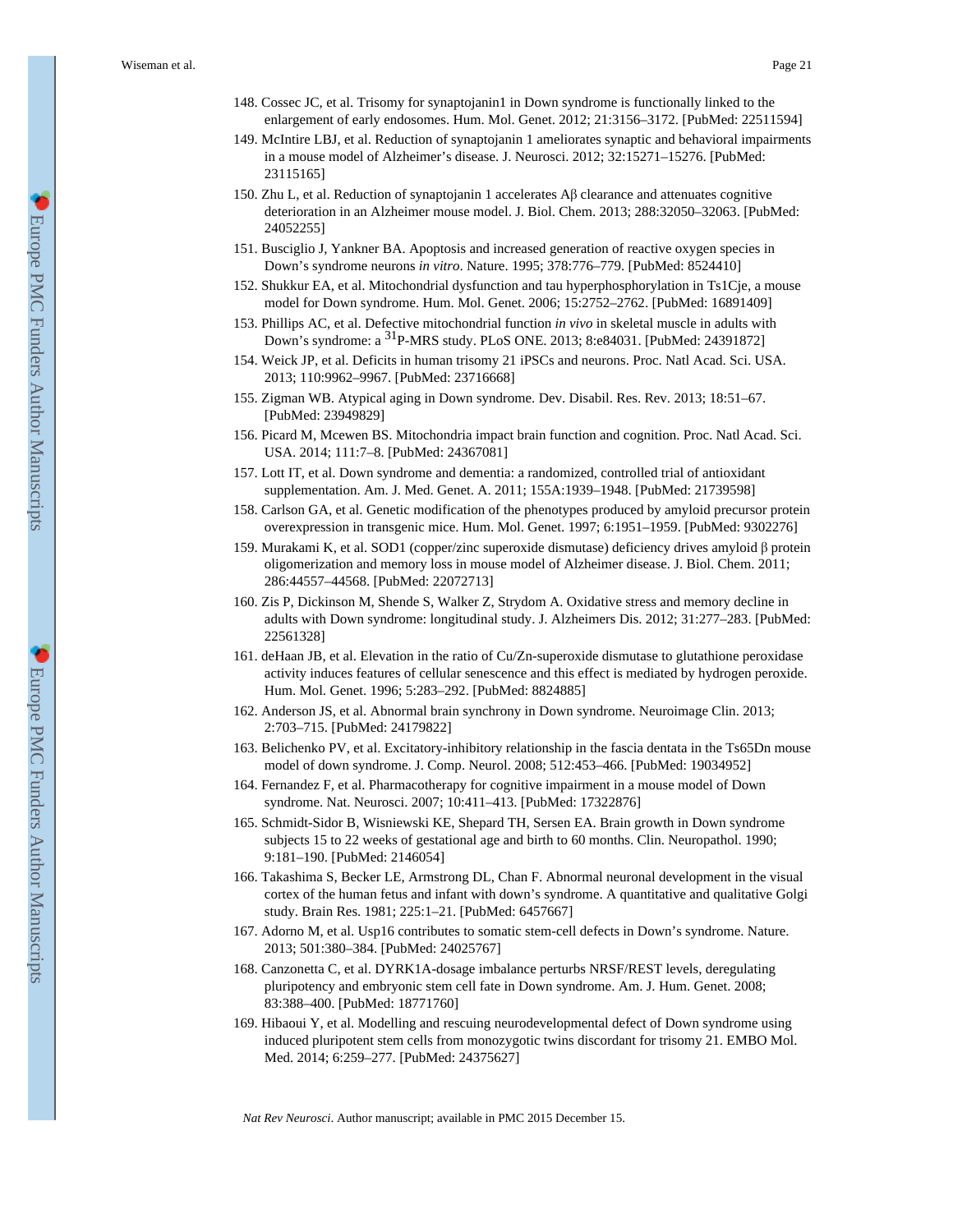148. Cossec JC, et al. Trisomy for synaptojanin1 in Down syndrome is functionally linked to the enlargement of early endosomes. Hum. Mol. Genet. 2012; 21:3156–3172. [PubMed: 22511594]
149. McIntire LBJ, et al. Reduction of synaptojanin 1 ameliorates synaptic and behavioral impairments in a mouse model of Alzheimer's disease. J. Neurosci. 2012; 32:15271–15276. [PubMed: 23115165]
150. Zhu L, et al. Reduction of synaptojanin 1 accelerates Aβ clearance and attenuates cognitive deterioration in an Alzheimer mouse model. J. Biol. Chem. 2013; 288:32050–32063. [PubMed: 24052255]
151. Busciglio J, Yankner BA. Apoptosis and increased generation of reactive oxygen species in Down's syndrome neurons *in vitro*. Nature. 1995; 378:776–779. [PubMed: 8524410]
152. Shukkur EA, et al. Mitochondrial dysfunction and tau hyperphosphorylation in Ts1Cje, a mouse model for Down syndrome. Hum. Mol. Genet. 2006; 15:2752–2762. [PubMed: 16891409]
153. Phillips AC, et al. Defective mitochondrial function *in vivo* in skeletal muscle in adults with Down's syndrome: a $^{31}$P-MRS study. PLoS ONE. 2013; 8:e84031. [PubMed: 24391872]
154. Weick JP, et al. Deficits in human trisomy 21 iPSCs and neurons. Proc. Natl Acad. Sci. USA. 2013; 110:9962–9967. [PubMed: 23716668]
155. Zigman WB. Atypical aging in Down syndrome. Dev. Disabil. Res. Rev. 2013; 18:51–67. [PubMed: 23949829]
156. Picard M, Mcewen BS. Mitochondria impact brain function and cognition. Proc. Natl Acad. Sci. USA. 2014; 111:7–8. [PubMed: 24367081]
157. Lott IT, et al. Down syndrome and dementia: a randomized, controlled trial of antioxidant supplementation. Am. J. Med. Genet. A. 2011; 155A:1939–1948. [PubMed: 21739598]
158. Carlson GA, et al. Genetic modification of the phenotypes produced by amyloid precursor protein overexpression in transgenic mice. Hum. Mol. Genet. 1997; 6:1951–1959. [PubMed: 9302276]
159. Murakami K, et al. SOD1 (copper/zinc superoxide dismutase) deficiency drives amyloid β protein oligomerization and memory loss in mouse model of Alzheimer disease. J. Biol. Chem. 2011; 286:44557–44568. [PubMed: 22072713]
160. Zis P, Dickinson M, Shende S, Walker Z, Strydom A. Oxidative stress and memory decline in adults with Down syndrome: longitudinal study. J. Alzheimers Dis. 2012; 31:277–283. [PubMed: 22561328]
161. deHaan JB, et al. Elevation in the ratio of Cu/Zn-superoxide dismutase to glutathione peroxidase activity induces features of cellular senescence and this effect is mediated by hydrogen peroxide. Hum. Mol. Genet. 1996; 5:283–292. [PubMed: 8824885]
162. Anderson JS, et al. Abnormal brain synchrony in Down syndrome. Neuroimage Clin. 2013; 2:703–715. [PubMed: 24179822]
163. Belichenko PV, et al. Excitatory-inhibitory relationship in the fascia dentata in the Ts65Dn mouse model of down syndrome. J. Comp. Neurol. 2008; 512:453–466. [PubMed: 19034952]
164. Fernandez F, et al. Pharmacotherapy for cognitive impairment in a mouse model of Down syndrome. Nat. Neurosci. 2007; 10:411–413. [PubMed: 17322876]
165. Schmidt-Sidor B, Wisniewski KE, Shepard TH, Sersen EA. Brain growth in Down syndrome subjects 15 to 22 weeks of gestational age and birth to 60 months. Clin. Neuropathol. 1990; 9:181–190. [PubMed: 2146054]
166. Takashima S, Becker LE, Armstrong DL, Chan F. Abnormal neuronal development in the visual cortex of the human fetus and infant with down's syndrome. A quantitative and qualitative Golgi study. Brain Res. 1981; 225:1–21. [PubMed: 6457667]
167. Adorno M, et al. Usp16 contributes to somatic stem-cell defects in Down's syndrome. Nature. 2013; 501:380–384. [PubMed: 24025767]
168. Canzonetta C, et al. DYRK1A-dosage imbalance perturbs NRSF/REST levels, deregulating pluripotency and embryonic stem cell fate in Down syndrome. Am. J. Hum. Genet. 2008; 83:388–400. [PubMed: 18771760]
169. Hibaoui Y, et al. Modelling and rescuing neurodevelopmental defect of Down syndrome using induced pluripotent stem cells from monozygotic twins discordant for trisomy 21. EMBO Mol. Med. 2014; 6:259–277. [PubMed: 24375627]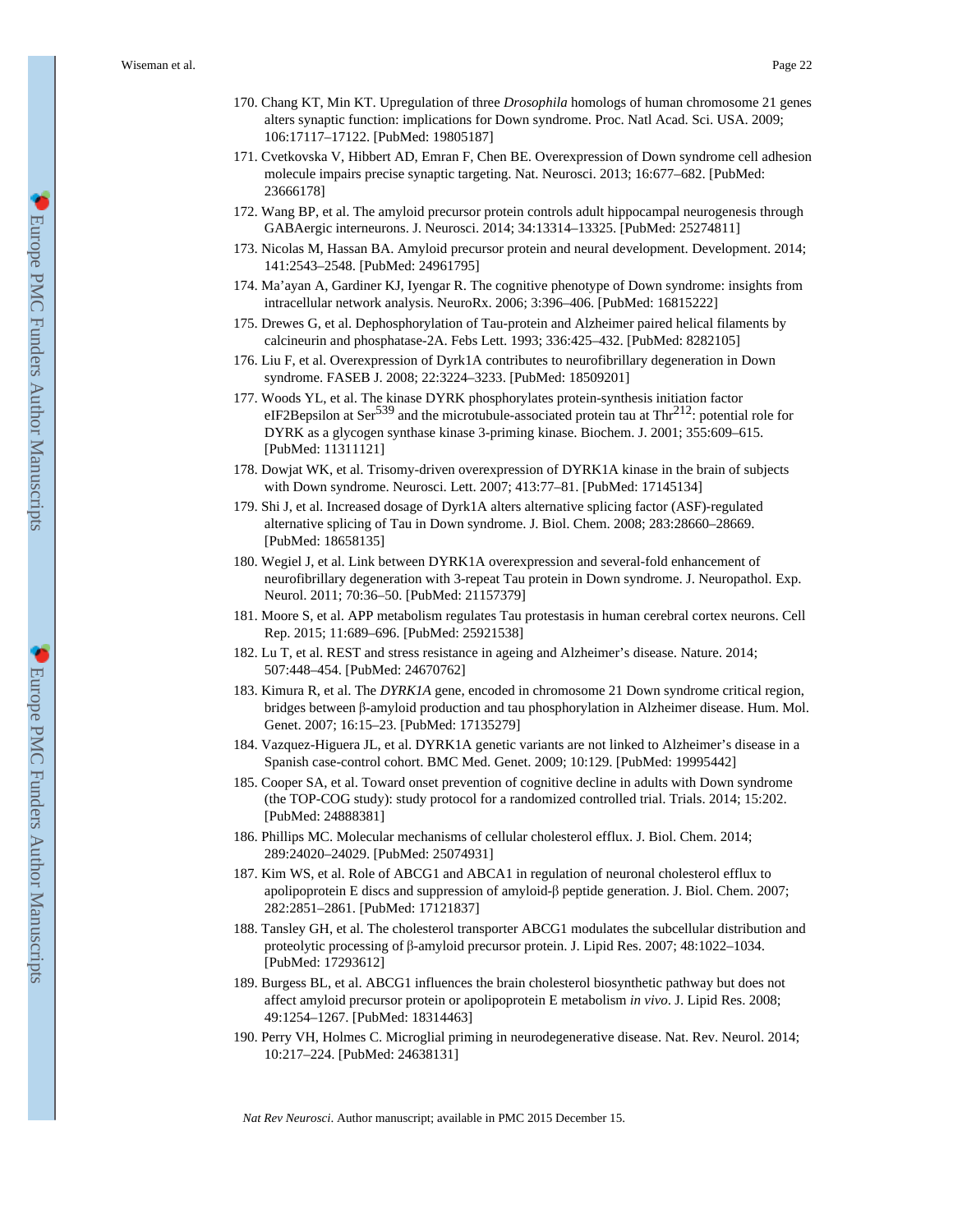170. Chang KT, Min KT. Upregulation of three *Drosophila* homologs of human chromosome 21 genes alters synaptic function: implications for Down syndrome. Proc. Natl Acad. Sci. USA. 2009; 106:17117–17122. [PubMed: 19805187]
171. Cvetkovska V, Hibbert AD, Emran F, Chen BE. Overexpression of Down syndrome cell adhesion molecule impairs precise synaptic targeting. Nat. Neurosci. 2013; 16:677–682. [PubMed: 23666178]
172. Wang BP, et al. The amyloid precursor protein controls adult hippocampal neurogenesis through GABAergic interneurons. J. Neurosci. 2014; 34:13314–13325. [PubMed: 25274811]
173. Nicolas M, Hassan BA. Amyloid precursor protein and neural development. Development. 2014; 141:2543–2548. [PubMed: 24961795]
174. Ma'ayan A, Gardiner KJ, Iyengar R. The cognitive phenotype of Down syndrome: insights from intracellular network analysis. NeuroRx. 2006; 3:396–406. [PubMed: 16815222]
175. Drewes G, et al. Dephosphorylation of Tau-protein and Alzheimer paired helical filaments by calcineurin and phosphatase-2A. Febs Lett. 1993; 336:425–432. [PubMed: 8282105]
176. Liu F, et al. Overexpression of Dyrk1A contributes to neurofibrillary degeneration in Down syndrome. FASEB J. 2008; 22:3224–3233. [PubMed: 18509201]
177. Woods YL, et al. The kinase DYRK phosphorylates protein-synthesis initiation factor eIF2Bepsilon at $Ser^{539}$ and the microtubule-associated protein tau at $Thr^{212}$: potential role for DYRK as a glycogen synthase kinase 3-priming kinase. Biochem. J. 2001; 355:609–615. [PubMed: 11311121]
178. Dowjat WK, et al. Trisomy-driven overexpression of DYRK1A kinase in the brain of subjects with Down syndrome. Neurosci. Lett. 2007; 413:77–81. [PubMed: 17145134]
179. Shi J, et al. Increased dosage of Dyrk1A alters alternative splicing factor (ASF)-regulated alternative splicing of Tau in Down syndrome. J. Biol. Chem. 2008; 283:28660–28669. [PubMed: 18658135]
180. Wegiel J, et al. Link between DYRK1A overexpression and several-fold enhancement of neurofibrillary degeneration with 3-repeat Tau protein in Down syndrome. J. Neuropathol. Exp. Neurol. 2011; 70:36–50. [PubMed: 21157379]
181. Moore S, et al. APP metabolism regulates Tau protestasis in human cerebral cortex neurons. Cell Rep. 2015; 11:689–696. [PubMed: 25921538]
182. Lu T, et al. REST and stress resistance in ageing and Alzheimer's disease. Nature. 2014; 507:448–454. [PubMed: 24670762]
183. Kimura R, et al. The *DYRK1A* gene, encoded in chromosome 21 Down syndrome critical region, bridges between β-amyloid production and tau phosphorylation in Alzheimer disease. Hum. Mol. Genet. 2007; 16:15–23. [PubMed: 17135279]
184. Vazquez-Higuera JL, et al. DYRK1A genetic variants are not linked to Alzheimer's disease in a Spanish case-control cohort. BMC Med. Genet. 2009; 10:129. [PubMed: 19995442]
185. Cooper SA, et al. Toward onset prevention of cognitive decline in adults with Down syndrome (the TOP-COG study): study protocol for a randomized controlled trial. Trials. 2014; 15:202. [PubMed: 24888381]
186. Phillips MC. Molecular mechanisms of cellular cholesterol efflux. J. Biol. Chem. 2014; 289:24020–24029. [PubMed: 25074931]
187. Kim WS, et al. Role of ABCG1 and ABCA1 in regulation of neuronal cholesterol efflux to apolipoprotein E discs and suppression of amyloid-β peptide generation. J. Biol. Chem. 2007; 282:2851–2861. [PubMed: 17121837]
188. Tansley GH, et al. The cholesterol transporter ABCG1 modulates the subcellular distribution and proteolytic processing of β-amyloid precursor protein. J. Lipid Res. 2007; 48:1022–1034. [PubMed: 17293612]
189. Burgess BL, et al. ABCG1 influences the brain cholesterol biosynthetic pathway but does not affect amyloid precursor protein or apolipoprotein E metabolism *in vivo*. J. Lipid Res. 2008; 49:1254–1267. [PubMed: 18314463]
190. Perry VH, Holmes C. Microglial priming in neurodegenerative disease. Nat. Rev. Neurol. 2014; 10:217–224. [PubMed: 24638131]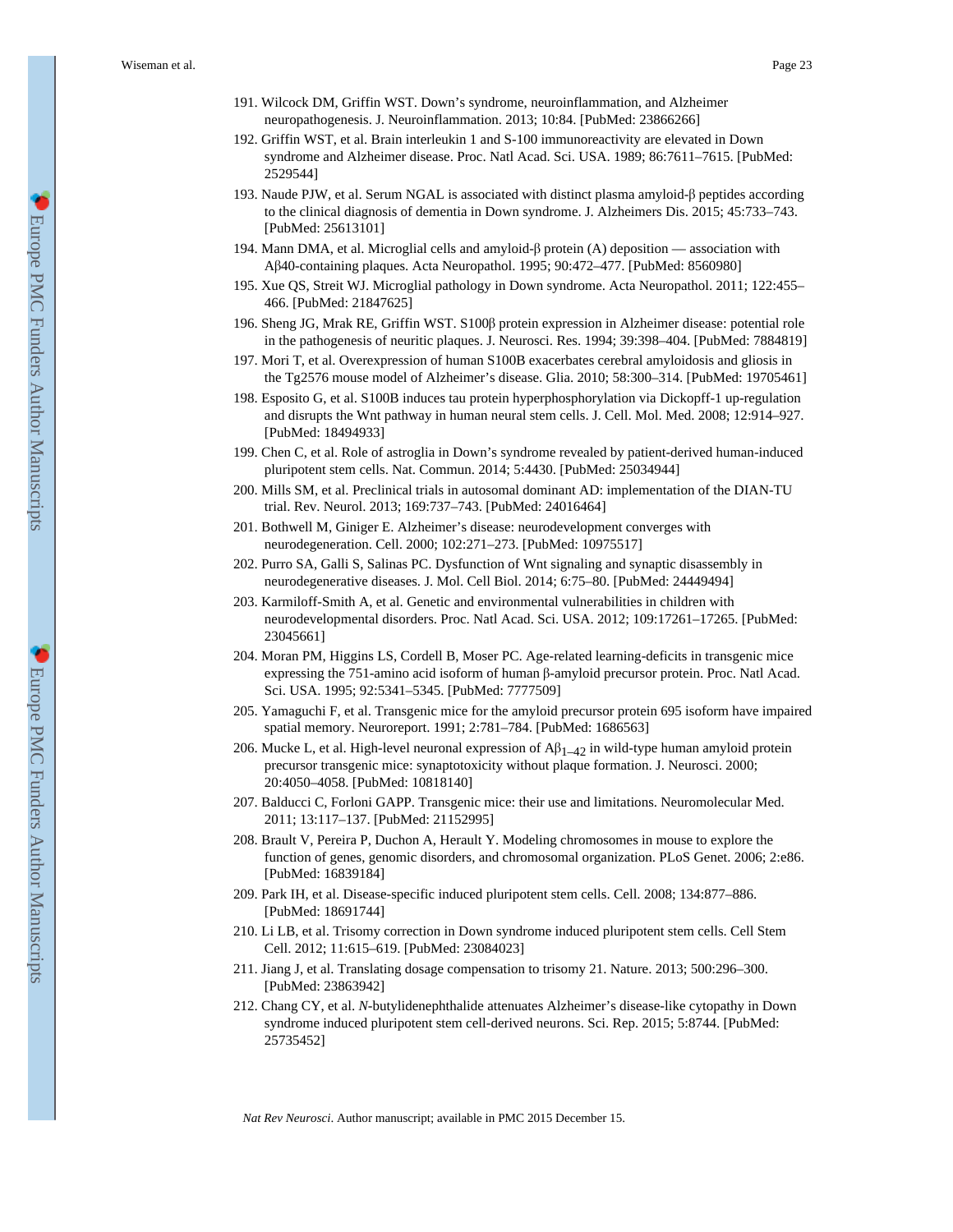191. Wilcock DM, Griffin WST. Down's syndrome, neuroinflammation, and Alzheimer neuropathogenesis. J. Neuroinflammation. 2013; 10:84. [PubMed: 23866266]
192. Griffin WST, et al. Brain interleukin 1 and S-100 immunoreactivity are elevated in Down syndrome and Alzheimer disease. Proc. Natl Acad. Sci. USA. 1989; 86:7611–7615. [PubMed: 2529544]
193. Naude PJW, et al. Serum NGAL is associated with distinct plasma amyloid-β peptides according to the clinical diagnosis of dementia in Down syndrome. J. Alzheimers Dis. 2015; 45:733–743. [PubMed: 25613101]
194. Mann DMA, et al. Microglial cells and amyloid-β protein (A) deposition — association with Aβ40-containing plaques. Acta Neuropathol. 1995; 90:472–477. [PubMed: 8560980]
195. Xue QS, Streit WJ. Microglial pathology in Down syndrome. Acta Neuropathol. 2011; 122:455–466. [PubMed: 21847625]
196. Sheng JG, Mrak RE, Griffin WST. S100β protein expression in Alzheimer disease: potential role in the pathogenesis of neuritic plaques. J. Neurosci. Res. 1994; 39:398–404. [PubMed: 7884819]
197. Mori T, et al. Overexpression of human S100B exacerbates cerebral amyloidosis and gliosis in the Tg2576 mouse model of Alzheimer's disease. Glia. 2010; 58:300–314. [PubMed: 19705461]
198. Esposito G, et al. S100B induces tau protein hyperphosphorylation via Dickopff-1 up-regulation and disrupts the Wnt pathway in human neural stem cells. J. Cell. Mol. Med. 2008; 12:914–927. [PubMed: 18494933]
199. Chen C, et al. Role of astroglia in Down's syndrome revealed by patient-derived human-induced pluripotent stem cells. Nat. Commun. 2014; 5:4430. [PubMed: 25034944]
200. Mills SM, et al. Preclinical trials in autosomal dominant AD: implementation of the DIAN-TU trial. Rev. Neurol. 2013; 169:737–743. [PubMed: 24016464]
201. Bothwell M, Giniger E. Alzheimer's disease: neurodevelopment converges with neurodegeneration. Cell. 2000; 102:271–273. [PubMed: 10975517]
202. Purro SA, Galli S, Salinas PC. Dysfunction of Wnt signaling and synaptic disassembly in neurodegenerative diseases. J. Mol. Cell Biol. 2014; 6:75–80. [PubMed: 24449494]
203. Karmiloff-Smith A, et al. Genetic and environmental vulnerabilities in children with neurodevelopmental disorders. Proc. Natl Acad. Sci. USA. 2012; 109:17261–17265. [PubMed: 23045661]
204. Moran PM, Higgins LS, Cordell B, Moser PC. Age-related learning-deficits in transgenic mice expressing the 751-amino acid isoform of human β-amyloid precursor protein. Proc. Natl Acad. Sci. USA. 1995; 92:5341–5345. [PubMed: 7777509]
205. Yamaguchi F, et al. Transgenic mice for the amyloid precursor protein 695 isoform have impaired spatial memory. Neuroreport. 1991; 2:781–784. [PubMed: 1686563]
206. Mucke L, et al. High-level neuronal expression of $A\beta_{1-42}$ in wild-type human amyloid protein precursor transgenic mice: synaptotoxicity without plaque formation. J. Neurosci. 2000; 20:4050–4058. [PubMed: 10818140]
207. Balducci C, Forloni GAPP. Transgenic mice: their use and limitations. Neuromolecular Med. 2011; 13:117–137. [PubMed: 21152995]
208. Brault V, Pereira P, Duchon A, Herault Y. Modeling chromosomes in mouse to explore the function of genes, genomic disorders, and chromosomal organization. PLoS Genet. 2006; 2:e86. [PubMed: 16839184]
209. Park IH, et al. Disease-specific induced pluripotent stem cells. Cell. 2008; 134:877–886. [PubMed: 18691744]
210. Li LB, et al. Trisomy correction in Down syndrome induced pluripotent stem cells. Cell Stem Cell. 2012; 11:615–619. [PubMed: 23084023]
211. Jiang J, et al. Translating dosage compensation to trisomy 21. Nature. 2013; 500:296–300. [PubMed: 23863942]
212. Chang CY, et al. *N*-butylidenephthalide attenuates Alzheimer's disease-like cytopathy in Down syndrome induced pluripotent stem cell-derived neurons. Sci. Rep. 2015; 5:8744. [PubMed: 25735452]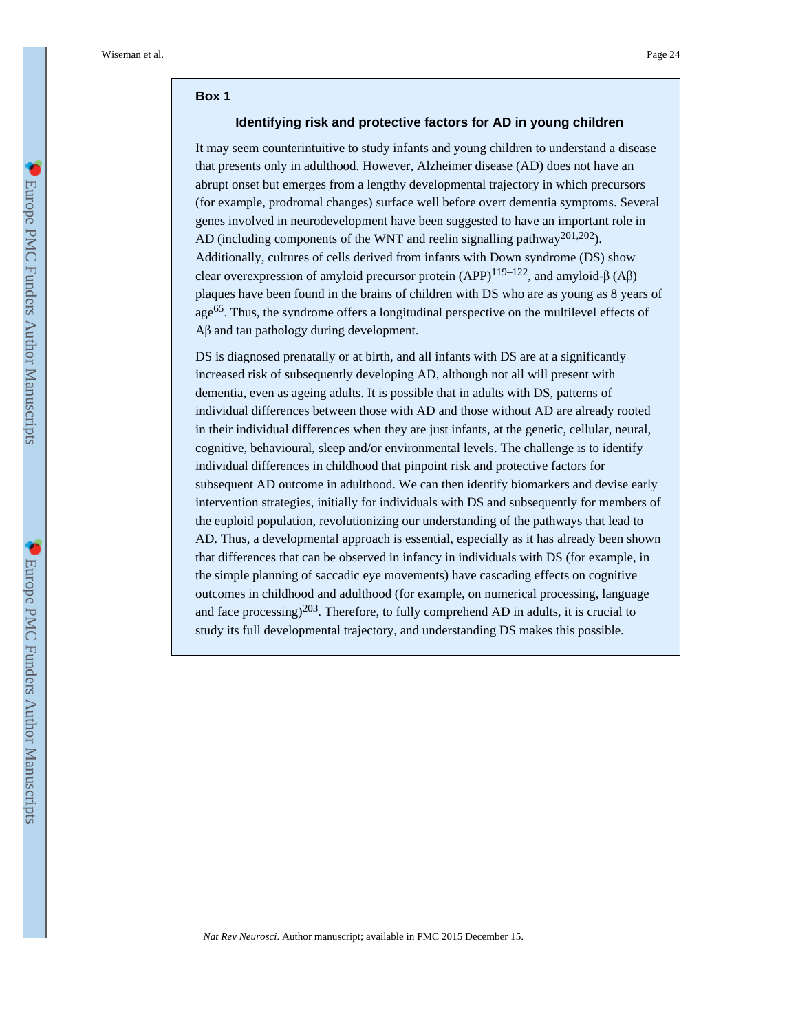## Box 1

### Identifying risk and protective factors for AD in young children

It may seem counterintuitive to study infants and young children to understand a disease that presents only in adulthood. However, Alzheimer disease (AD) does not have an abrupt onset but emerges from a lengthy developmental trajectory in which precursors (for example, prodromal changes) surface well before overt dementia symptoms. Several genes involved in neurodevelopment have been suggested to have an important role in AD (including components of the WNT and reelin signalling pathway[201,202]). Additionally, cultures of cells derived from infants with Down syndrome (DS) show clear overexpression of amyloid precursor protein (APP)[119–122], and amyloid-β (Aβ) plaques have been found in the brains of children with DS who are as young as 8 years of age[65]. Thus, the syndrome offers a longitudinal perspective on the multilevel effects of Aβ and tau pathology during development.

DS is diagnosed prenatally or at birth, and all infants with DS are at a significantly increased risk of subsequently developing AD, although not all will present with dementia, even as ageing adults. It is possible that in adults with DS, patterns of individual differences between those with AD and those without AD are already rooted in their individual differences when they are just infants, at the genetic, cellular, neural, cognitive, behavioural, sleep and/or environmental levels. The challenge is to identify individual differences in childhood that pinpoint risk and protective factors for subsequent AD outcome in adulthood. We can then identify biomarkers and devise early intervention strategies, initially for individuals with DS and subsequently for members of the euploid population, revolutionizing our understanding of the pathways that lead to AD. Thus, a developmental approach is essential, especially as it has already been shown that differences that can be observed in infancy in individuals with DS (for example, in the simple planning of saccadic eye movements) have cascading effects on cognitive outcomes in childhood and adulthood (for example, on numerical processing, language and face processing)[203]. Therefore, to fully comprehend AD in adults, it is crucial to study its full developmental trajectory, and understanding DS makes this possible.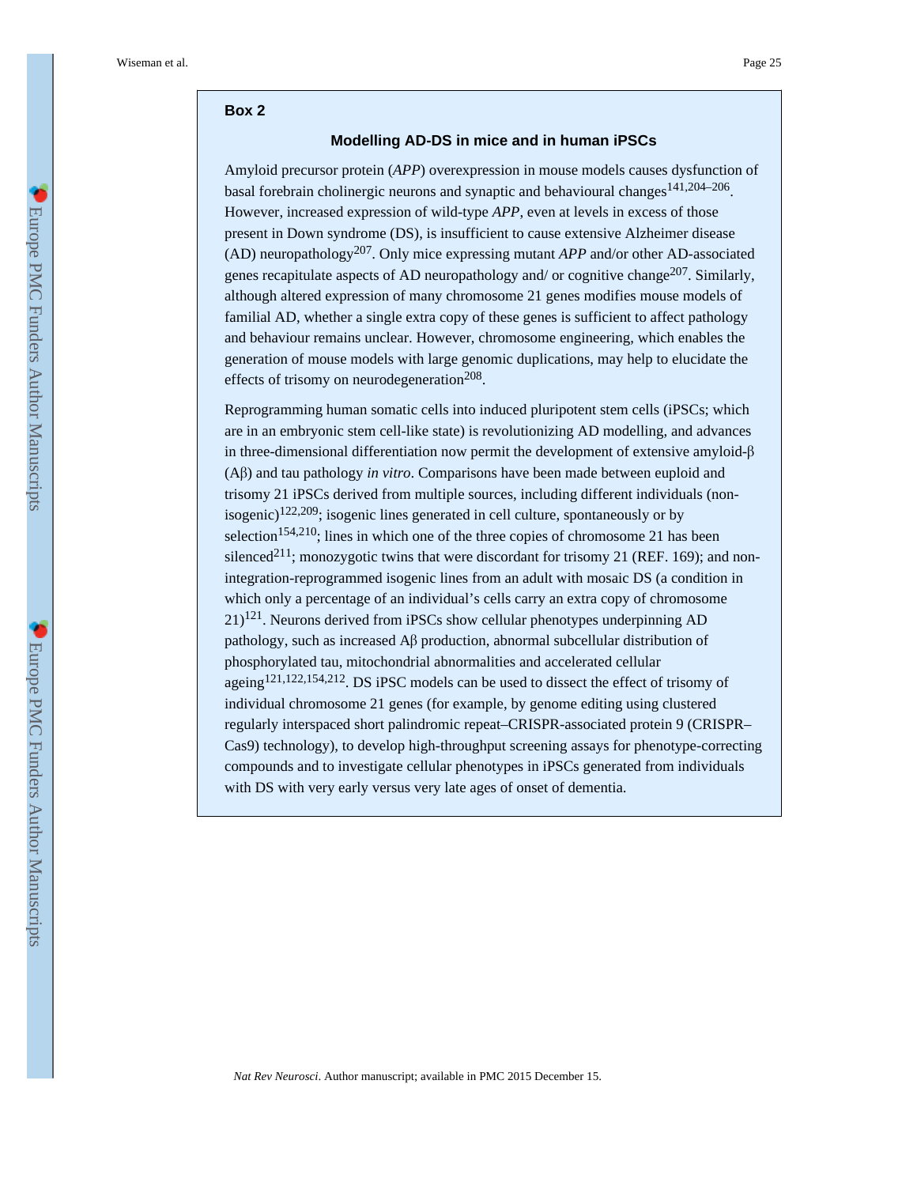## Box 2

### Modelling AD-DS in mice and in human iPSCs

Amyloid precursor protein (*APP*) overexpression in mouse models causes dysfunction of basal forebrain cholinergic neurons and synaptic and behavioural changes[141,204–206]. However, increased expression of wild-type *APP*, even at levels in excess of those present in Down syndrome (DS), is insufficient to cause extensive Alzheimer disease (AD) neuropathology[207]. Only mice expressing mutant *APP* and/or other AD-associated genes recapitulate aspects of AD neuropathology and/ or cognitive change[207]. Similarly, although altered expression of many chromosome 21 genes modifies mouse models of familial AD, whether a single extra copy of these genes is sufficient to affect pathology and behaviour remains unclear. However, chromosome engineering, which enables the generation of mouse models with large genomic duplications, may help to elucidate the effects of trisomy on neurodegeneration[208].

Reprogramming human somatic cells into induced pluripotent stem cells (iPSCs; which are in an embryonic stem cell-like state) is revolutionizing AD modelling, and advances in three-dimensional differentiation now permit the development of extensive amyloid-β (Aβ) and tau pathology *in vitro*. Comparisons have been made between euploid and trisomy 21 iPSCs derived from multiple sources, including different individuals (non-isogenic)[122,209]; isogenic lines generated in cell culture, spontaneously or by selection[154,210]; lines in which one of the three copies of chromosome 21 has been silenced[211]; monozygotic twins that were discordant for trisomy 21 (REF. 169); and non-integration-reprogrammed isogenic lines from an adult with mosaic DS (a condition in which only a percentage of an individual's cells carry an extra copy of chromosome 21)[121]. Neurons derived from iPSCs show cellular phenotypes underpinning AD pathology, such as increased Aβ production, abnormal subcellular distribution of phosphorylated tau, mitochondrial abnormalities and accelerated cellular ageing[121,122,154,212]. DS iPSC models can be used to dissect the effect of trisomy of individual chromosome 21 genes (for example, by genome editing using clustered regularly interspaced short palindromic repeat–CRISPR-associated protein 9 (CRISPR–Cas9) technology), to develop high-throughput screening assays for phenotype-correcting compounds and to investigate cellular phenotypes in iPSCs generated from individuals with DS with very early versus very late ages of onset of dementia.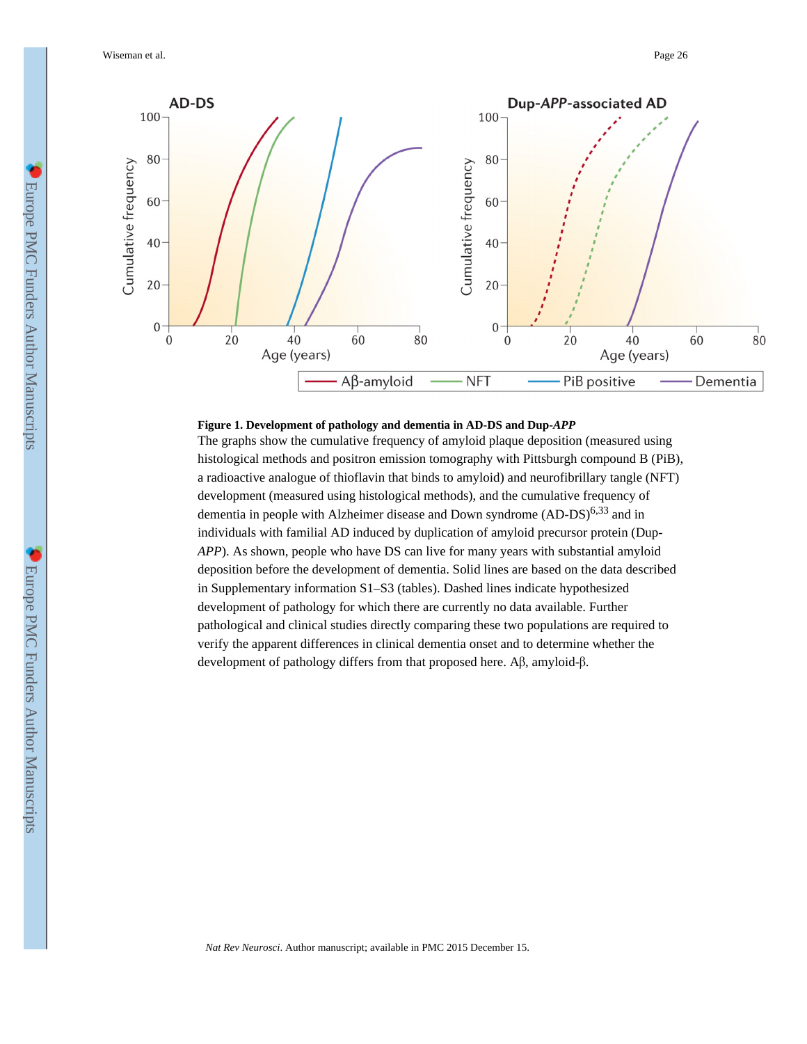**Figure 1. Development of pathology and dementia in AD-DS and Dup-*APP***

The graphs show the cumulative frequency of amyloid plaque deposition (measured using histological methods and positron emission tomography with Pittsburgh compound B (PiB), a radioactive analogue of thioflavin that binds to amyloid) and neurofibrillary tangle (NFT) development (measured using histological methods), and the cumulative frequency of dementia in people with Alzheimer disease and Down syndrome (AD-DS)[6,33] and in individuals with familial AD induced by duplication of amyloid precursor protein (Dup-*APP*). As shown, people who have DS can live for many years with substantial amyloid deposition before the development of dementia. Solid lines are based on the data described in Supplementary information S1–S3 (tables). Dashed lines indicate hypothesized development of pathology for which there are currently no data available. Further pathological and clinical studies directly comparing these two populations are required to verify the apparent differences in clinical dementia onset and to determine whether the development of pathology differs from that proposed here. Aβ, amyloid-β.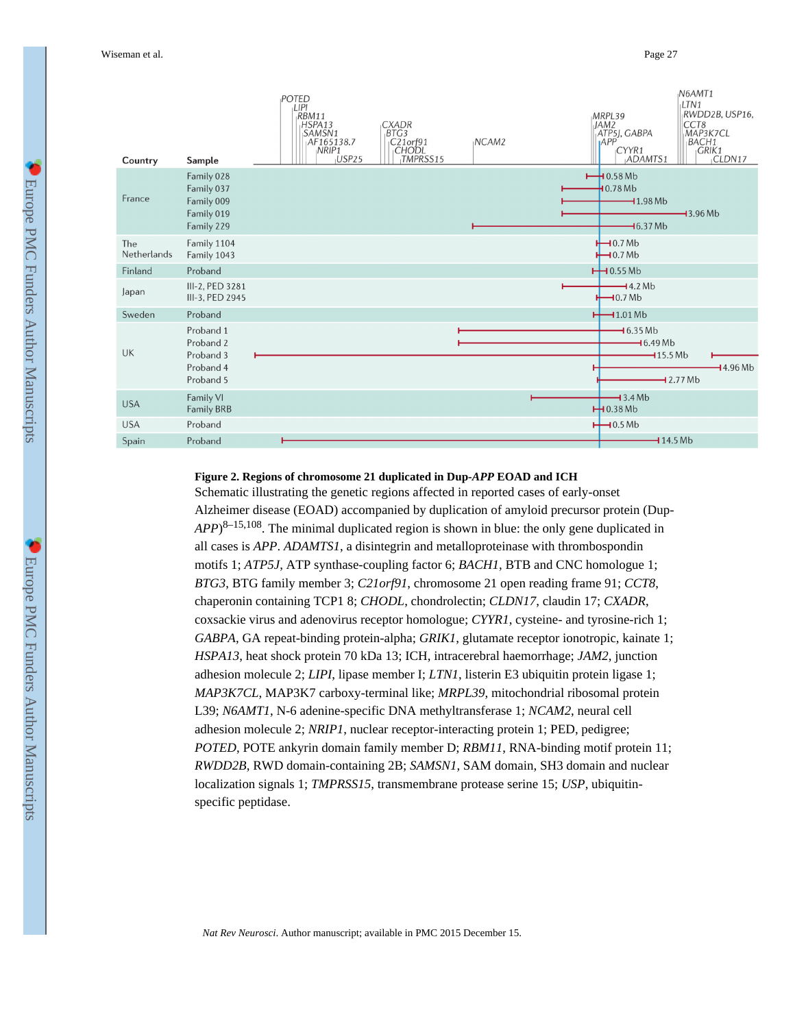| Country | Sample | |
|---|---|---|
| France | Family 028 | 0.58 Mb |
| | Family 037 | 0.78 Mb |
| | Family 009 | 1.98 Mb |
| | Family 019 | 3.96 Mb |
| | Family 229 | 6.37 Mb |
| The Netherlands | Family 1104 | 0.7 Mb |
| | Family 1043 | 0.7 Mb |
| Finland | Proband | 0.55 Mb |
| Japan | III-2, PED 3281 | 4.2 Mb |
| | III-3, PED 2945 | 0.7 Mb |
| Sweden | Proband | 1.01 Mb |
| UK | Proband 1 | 6.35 Mb |
| | Proband 2 | 6.49 Mb |
| | Proband 3 | 15.5 Mb |
| | Proband 4 | 4.96 Mb |
| | Proband 5 | 2.77 Mb |
| USA | Family VI | 3.4 Mb |
| | Family BRB | 0.38 Mb |
| USA | Proband | 0.5 Mb |
| Spain | Proband | 14.5 Mb |

Genes shown along chromosome 21: POTED, LIPI, RBM11, HSPA13, SAMSN1, AF165138.7, NRIP1, USP25, CXADR, BTG3, C21orf91, CHODL, TMPRSS15, NCAM2, MRPL39, JAM2, ATP5J, GABPA, APP, CYYR1, ADAMTS1, N6AMT1, LTN1, RWDD2B, USP16, CCT8, MAP3K7CL, BACH1, GRIK1, CLDN17

**Figure 2. Regions of chromosome 21 duplicated in Dup-*APP* EOAD and ICH**

Schematic illustrating the genetic regions affected in reported cases of early-onset Alzheimer disease (EOAD) accompanied by duplication of amyloid precursor protein (Dup-*APP*)[8–15,108]. The minimal duplicated region is shown in blue: the only gene duplicated in all cases is *APP*. *ADAMTS1*, a disintegrin and metalloproteinase with thrombospondin motifs 1; *ATP5J*, ATP synthase-coupling factor 6; *BACH1*, BTB and CNC homologue 1; *BTG3*, BTG family member 3; *C21orf91*, chromosome 21 open reading frame 91; *CCT8*, chaperonin containing TCP1 8; *CHODL*, chondrolectin; *CLDN17*, claudin 17; *CXADR*, coxsackie virus and adenovirus receptor homologue; *CYYR1*, cysteine- and tyrosine-rich 1; *GABPA*, GA repeat-binding protein-alpha; *GRIK1*, glutamate receptor ionotropic, kainate 1; *HSPA13*, heat shock protein 70 kDa 13; ICH, intracerebral haemorrhage; *JAM2*, junction adhesion molecule 2; *LIPI*, lipase member I; *LTN1*, listerin E3 ubiquitin protein ligase 1; *MAP3K7CL*, MAP3K7 carboxy-terminal like; *MRPL39*, mitochondrial ribosomal protein L39; *N6AMT1*, N-6 adenine-specific DNA methyltransferase 1; *NCAM2*, neural cell adhesion molecule 2; *NRIP1*, nuclear receptor-interacting protein 1; PED, pedigree; *POTED*, POTE ankyrin domain family member D; *RBM11*, RNA-binding motif protein 11; *RWDD2B*, RWD domain-containing 2B; *SAMSN1*, SAM domain, SH3 domain and nuclear localization signals 1; *TMPRSS15*, transmembrane protease serine 15; *USP*, ubiquitin-specific peptidase.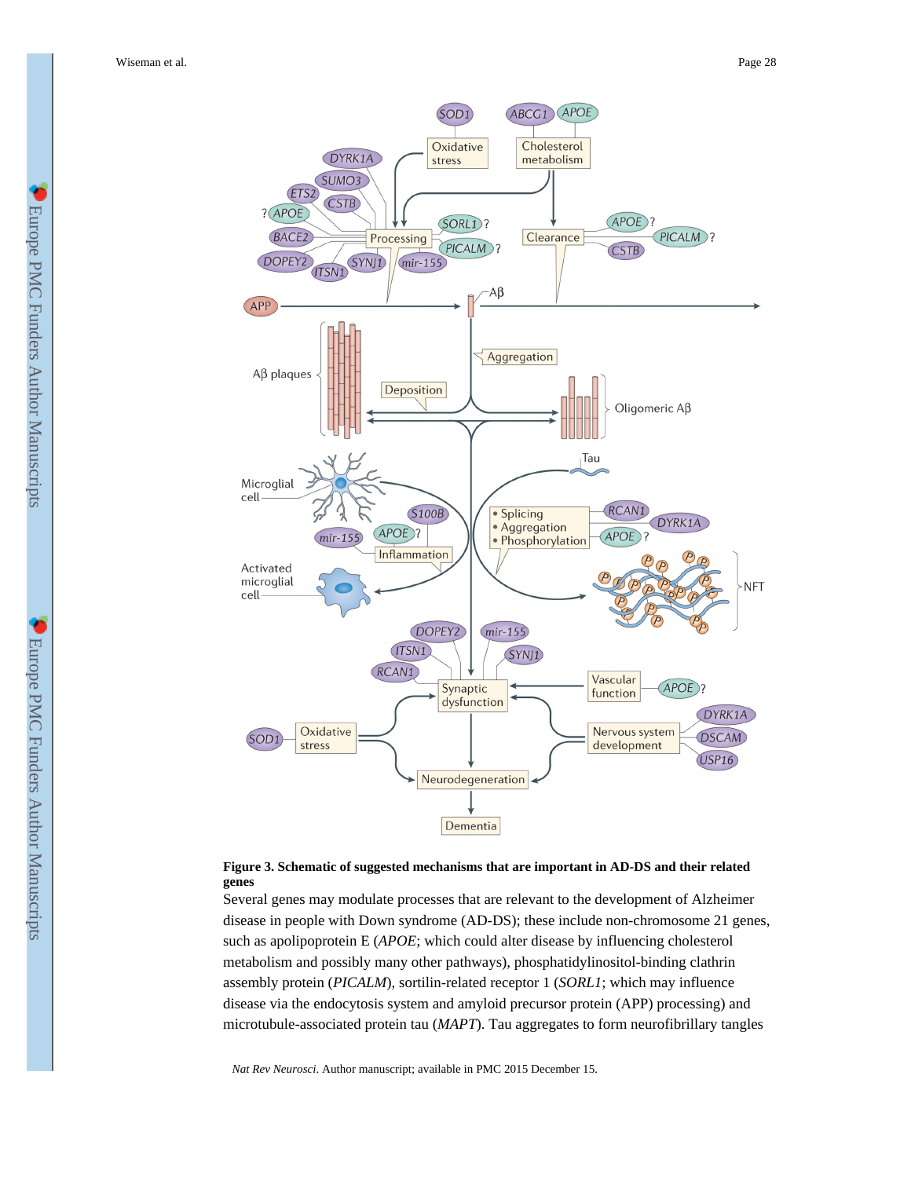**Figure 3. Schematic of suggested mechanisms that are important in AD-DS and their related genes**

Several genes may modulate processes that are relevant to the development of Alzheimer disease in people with Down syndrome (AD-DS); these include non-chromosome 21 genes, such as apolipoprotein E (*APOE*; which could alter disease by influencing cholesterol metabolism and possibly many other pathways), phosphatidylinositol-binding clathrin assembly protein (*PICALM*), sortilin-related receptor 1 (*SORL1*; which may influence disease via the endocytosis system and amyloid precursor protein (APP) processing) and microtubule-associated protein tau (*MAPT*). Tau aggregates to form neurofibrillary tangles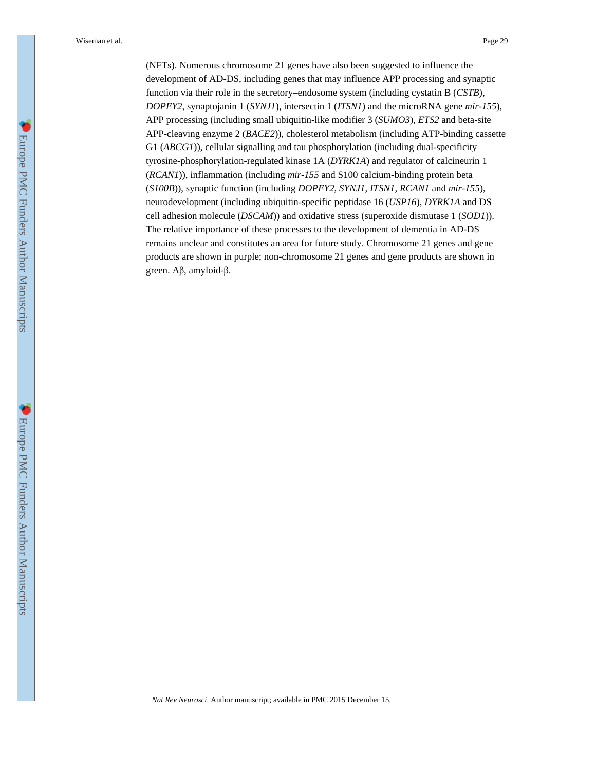(NFTs). Numerous chromosome 21 genes have also been suggested to influence the development of AD-DS, including genes that may influence APP processing and synaptic function via their role in the secretory–endosome system (including cystatin B (*CSTB*), *DOPEY2*, synaptojanin 1 (*SYNJ1*), intersectin 1 (*ITSN1*) and the microRNA gene *mir-155*), APP processing (including small ubiquitin-like modifier 3 (*SUMO3*), *ETS2* and beta-site APP-cleaving enzyme 2 (*BACE2*)), cholesterol metabolism (including ATP-binding cassette G1 (*ABCG1*)), cellular signalling and tau phosphorylation (including dual-specificity tyrosine-phosphorylation-regulated kinase 1A (*DYRK1A*) and regulator of calcineurin 1 (*RCAN1*)), inflammation (including *mir-155* and S100 calcium-binding protein beta (*S100B*)), synaptic function (including *DOPEY2*, *SYNJ1*, *ITSN1*, *RCAN1* and *mir-155*), neurodevelopment (including ubiquitin-specific peptidase 16 (*USP16*), *DYRK1A* and DS cell adhesion molecule (*DSCAM*)) and oxidative stress (superoxide dismutase 1 (*SOD1*)). The relative importance of these processes to the development of dementia in AD-DS remains unclear and constitutes an area for future study. Chromosome 21 genes and gene products are shown in purple; non-chromosome 21 genes and gene products are shown in green. Aβ, amyloid-β.